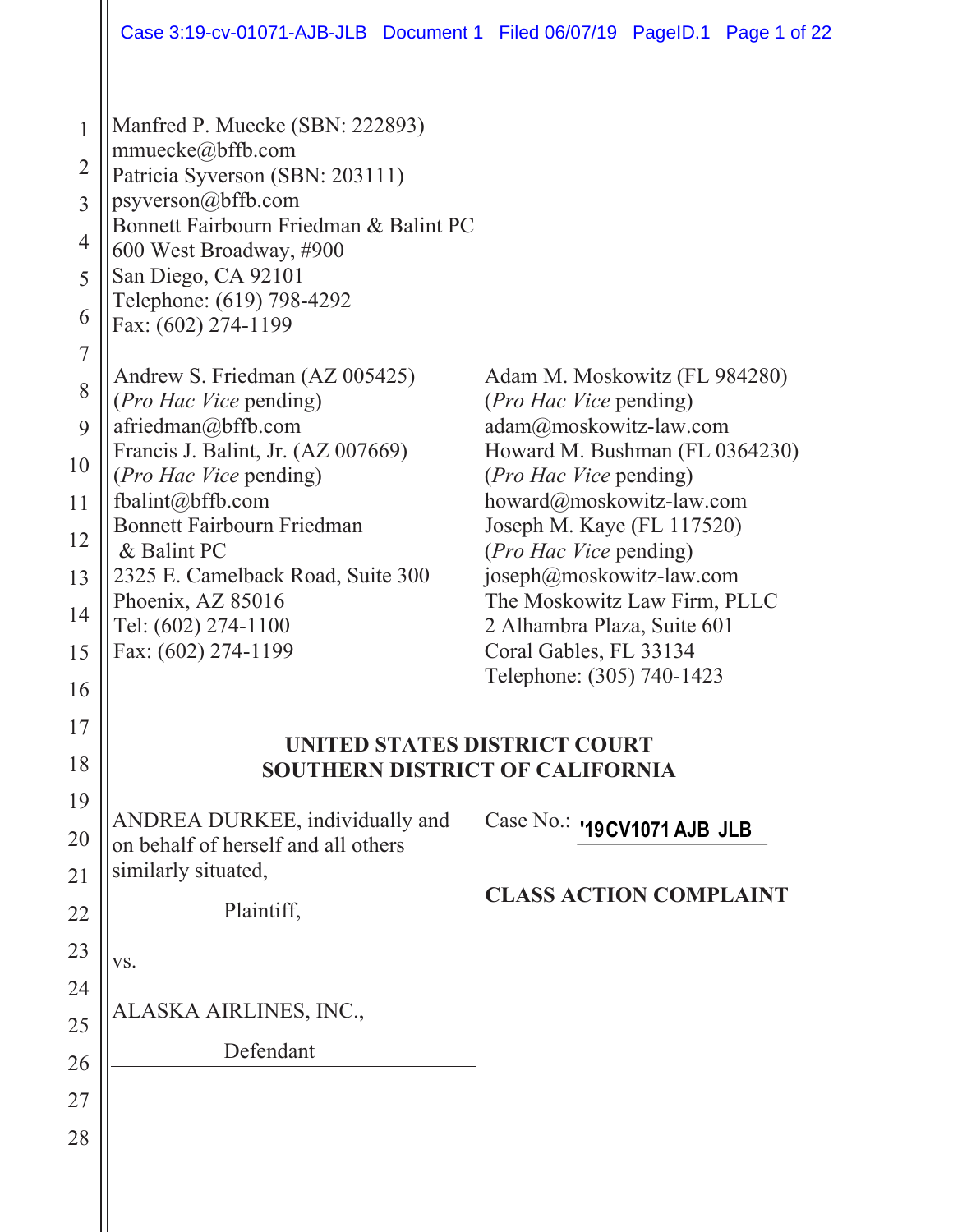Manfred P. Muecke (SBN: 222893)
mmuecke@bffb.com
Patricia Syverson (SBN: 203111)
psyverson@bffb.com
Bonnett Fairbourn Friedman & Balint PC
600 West Broadway, #900
San Diego, CA 92101
Telephone: (619) 798-4292
Fax: (602) 274-1199

Andrew S. Friedman (AZ 005425)
(*Pro Hac Vice* pending)
afriedman@bffb.com
Francis J. Balint, Jr. (AZ 007669)
(*Pro Hac Vice* pending)
fbalint@bffb.com
Bonnett Fairbourn Friedman
& Balint PC
2325 E. Camelback Road, Suite 300
Phoenix, AZ 85016
Tel: (602) 274-1100
Fax: (602) 274-1199

Adam M. Moskowitz (FL 984280)
(*Pro Hac Vice* pending)
adam@moskowitz-law.com
Howard M. Bushman (FL 0364230)
(*Pro Hac Vice* pending)
howard@moskowitz-law.com
Joseph M. Kaye (FL 117520)
(*Pro Hac Vice* pending)
joseph@moskowitz-law.com
The Moskowitz Law Firm, PLLC
2 Alhambra Plaza, Suite 601
Coral Gables, FL 33134
Telephone: (305) 740-1423

**UNITED STATES DISTRICT COURT**
**SOUTHERN DISTRICT OF CALIFORNIA**

ANDREA DURKEE, individually and on behalf of herself and all others similarly situated,

Plaintiff,

vs.

ALASKA AIRLINES, INC.,

Defendant

Case No.: '19CV1071 AJB JLB

**CLASS ACTION COMPLAINT**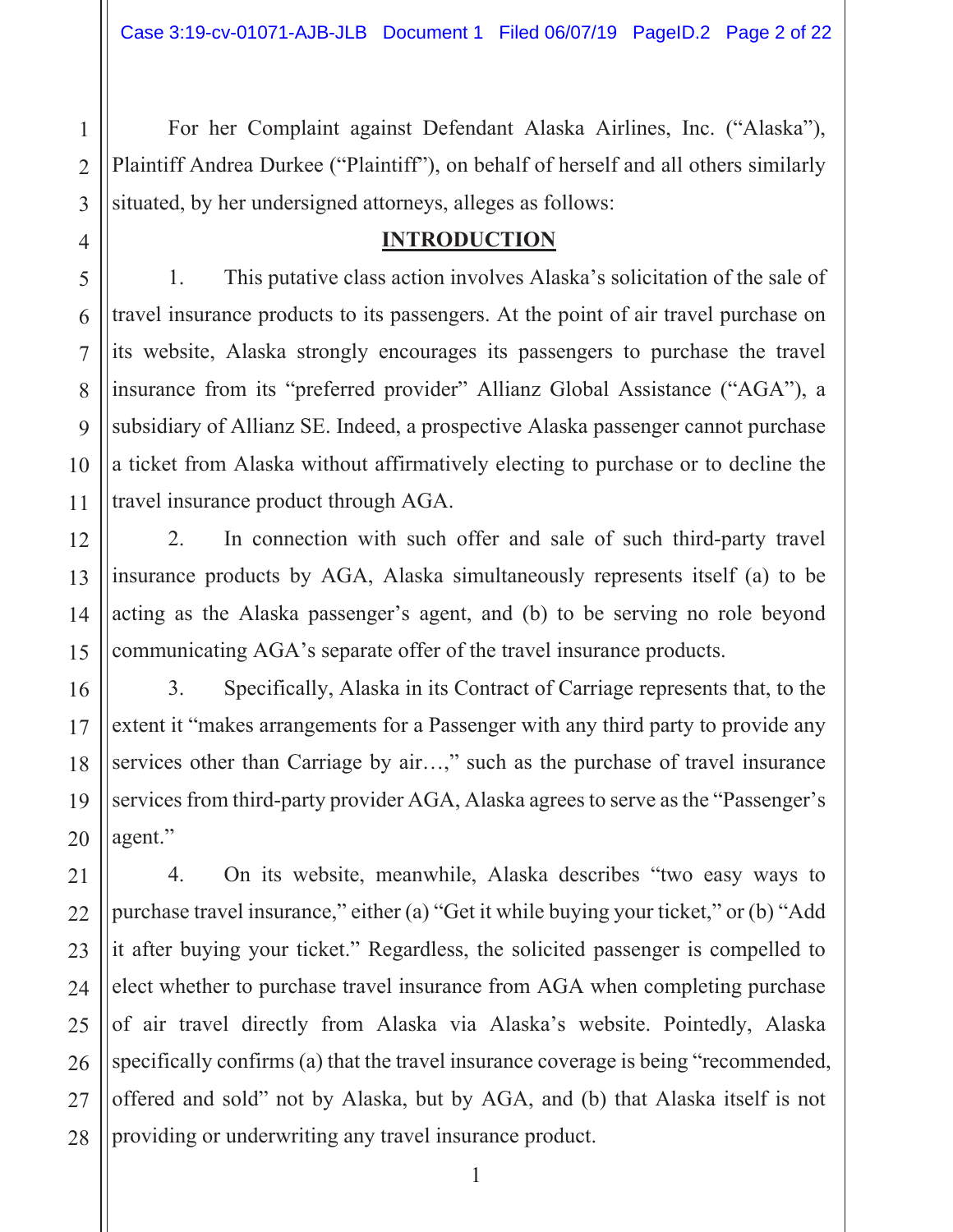For her Complaint against Defendant Alaska Airlines, Inc. ("Alaska"), Plaintiff Andrea Durkee ("Plaintiff"), on behalf of herself and all others similarly situated, by her undersigned attorneys, alleges as follows:

## INTRODUCTION

1. This putative class action involves Alaska's solicitation of the sale of travel insurance products to its passengers. At the point of air travel purchase on its website, Alaska strongly encourages its passengers to purchase the travel insurance from its "preferred provider" Allianz Global Assistance ("AGA"), a subsidiary of Allianz SE. Indeed, a prospective Alaska passenger cannot purchase a ticket from Alaska without affirmatively electing to purchase or to decline the travel insurance product through AGA.

2. In connection with such offer and sale of such third-party travel insurance products by AGA, Alaska simultaneously represents itself (a) to be acting as the Alaska passenger's agent, and (b) to be serving no role beyond communicating AGA's separate offer of the travel insurance products.

3. Specifically, Alaska in its Contract of Carriage represents that, to the extent it "makes arrangements for a Passenger with any third party to provide any services other than Carriage by air…," such as the purchase of travel insurance services from third-party provider AGA, Alaska agrees to serve as the "Passenger's agent."

4. On its website, meanwhile, Alaska describes "two easy ways to purchase travel insurance," either (a) "Get it while buying your ticket," or (b) "Add it after buying your ticket." Regardless, the solicited passenger is compelled to elect whether to purchase travel insurance from AGA when completing purchase of air travel directly from Alaska via Alaska's website. Pointedly, Alaska specifically confirms (a) that the travel insurance coverage is being "recommended, offered and sold" not by Alaska, but by AGA, and (b) that Alaska itself is not providing or underwriting any travel insurance product.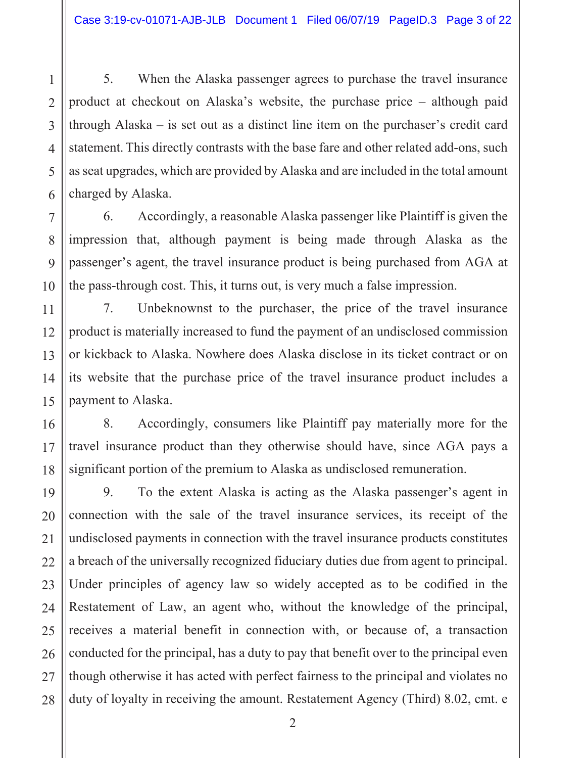5. When the Alaska passenger agrees to purchase the travel insurance product at checkout on Alaska's website, the purchase price – although paid through Alaska – is set out as a distinct line item on the purchaser's credit card statement. This directly contrasts with the base fare and other related add-ons, such as seat upgrades, which are provided by Alaska and are included in the total amount charged by Alaska.

6. Accordingly, a reasonable Alaska passenger like Plaintiff is given the impression that, although payment is being made through Alaska as the passenger's agent, the travel insurance product is being purchased from AGA at the pass-through cost. This, it turns out, is very much a false impression.

7. Unbeknownst to the purchaser, the price of the travel insurance product is materially increased to fund the payment of an undisclosed commission or kickback to Alaska. Nowhere does Alaska disclose in its ticket contract or on its website that the purchase price of the travel insurance product includes a payment to Alaska.

8. Accordingly, consumers like Plaintiff pay materially more for the travel insurance product than they otherwise should have, since AGA pays a significant portion of the premium to Alaska as undisclosed remuneration.

9. To the extent Alaska is acting as the Alaska passenger's agent in connection with the sale of the travel insurance services, its receipt of the undisclosed payments in connection with the travel insurance products constitutes a breach of the universally recognized fiduciary duties due from agent to principal. Under principles of agency law so widely accepted as to be codified in the Restatement of Law, an agent who, without the knowledge of the principal, receives a material benefit in connection with, or because of, a transaction conducted for the principal, has a duty to pay that benefit over to the principal even though otherwise it has acted with perfect fairness to the principal and violates no duty of loyalty in receiving the amount. Restatement Agency (Third) 8.02, cmt. e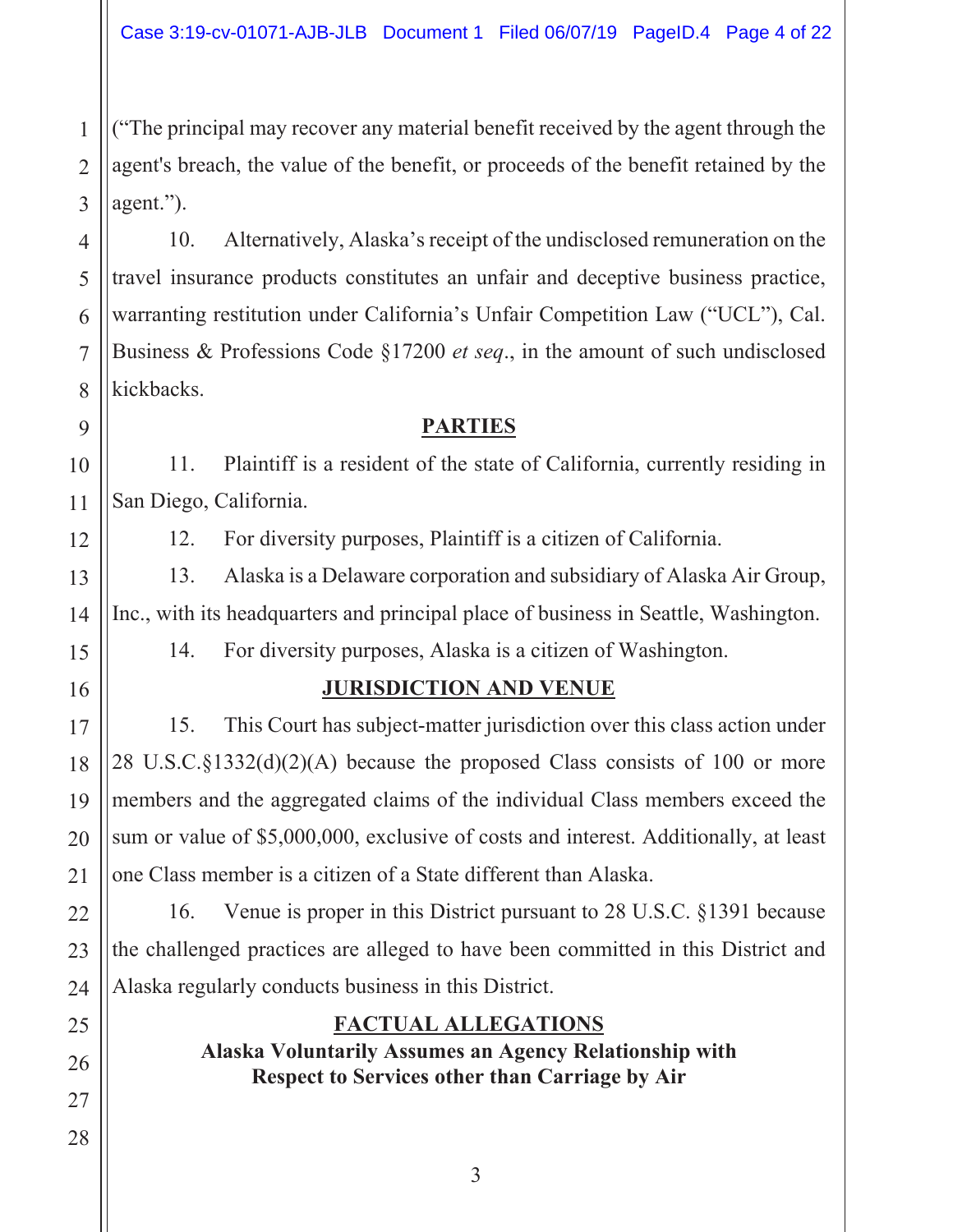("The principal may recover any material benefit received by the agent through the agent's breach, the value of the benefit, or proceeds of the benefit retained by the agent.").

10. Alternatively, Alaska's receipt of the undisclosed remuneration on the travel insurance products constitutes an unfair and deceptive business practice, warranting restitution under California's Unfair Competition Law ("UCL"), Cal. Business & Professions Code §17200 *et seq*., in the amount of such undisclosed kickbacks.

## PARTIES

11. Plaintiff is a resident of the state of California, currently residing in San Diego, California.

12. For diversity purposes, Plaintiff is a citizen of California.

13. Alaska is a Delaware corporation and subsidiary of Alaska Air Group, Inc., with its headquarters and principal place of business in Seattle, Washington.

14. For diversity purposes, Alaska is a citizen of Washington.

## JURISDICTION AND VENUE

15. This Court has subject-matter jurisdiction over this class action under 28 U.S.C.§1332(d)(2)(A) because the proposed Class consists of 100 or more members and the aggregated claims of the individual Class members exceed the sum or value of $5,000,000, exclusive of costs and interest. Additionally, at least one Class member is a citizen of a State different than Alaska.

16. Venue is proper in this District pursuant to 28 U.S.C. §1391 because the challenged practices are alleged to have been committed in this District and Alaska regularly conducts business in this District.

## FACTUAL ALLEGATIONS

### Alaska Voluntarily Assumes an Agency Relationship with Respect to Services other than Carriage by Air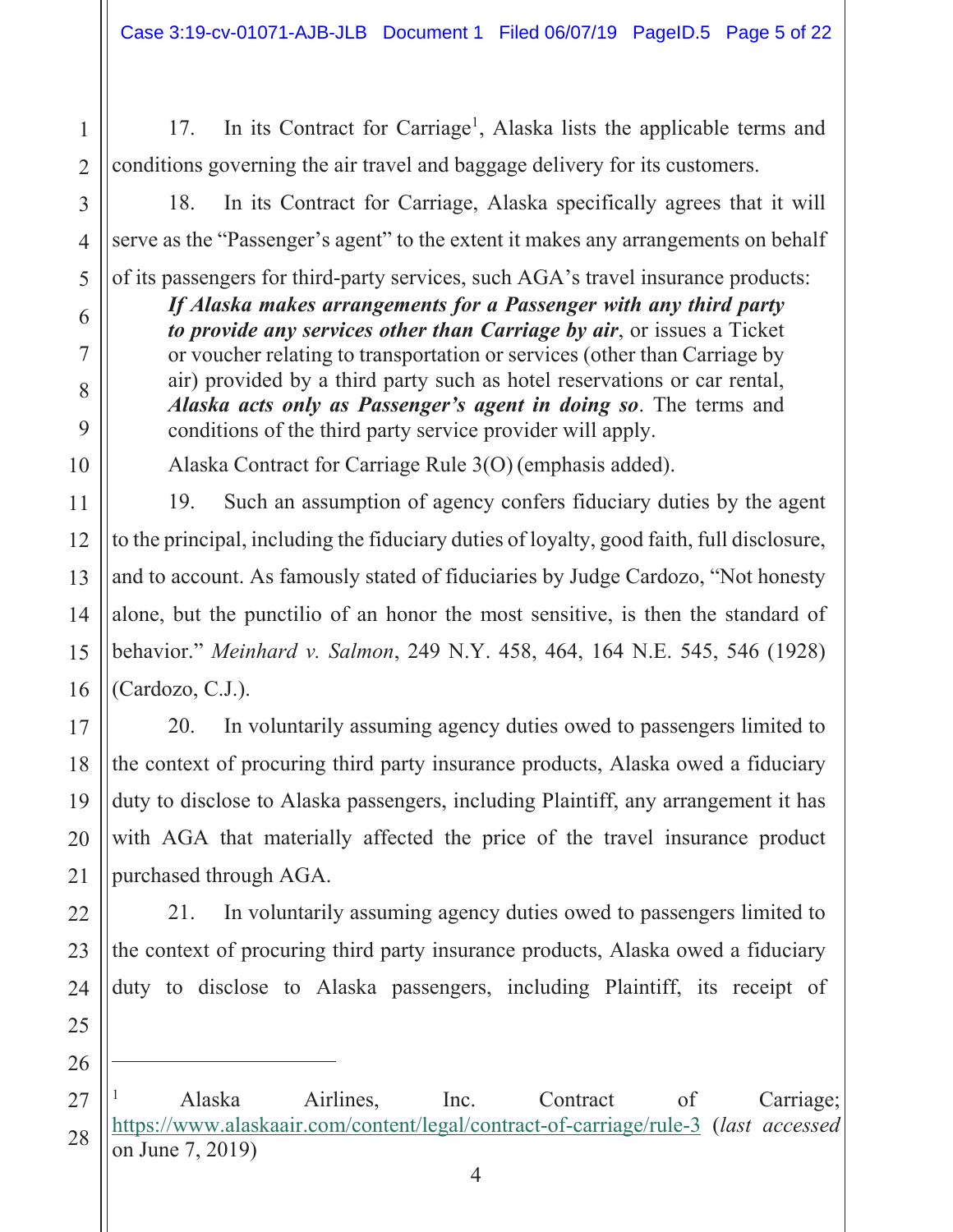17. In its Contract for Carriage[1], Alaska lists the applicable terms and conditions governing the air travel and baggage delivery for its customers.

18. In its Contract for Carriage, Alaska specifically agrees that it will serve as the "Passenger's agent" to the extent it makes any arrangements on behalf of its passengers for third-party services, such AGA's travel insurance products:

> ***If Alaska makes arrangements for a Passenger with any third party to provide any services other than Carriage by air***, or issues a Ticket or voucher relating to transportation or services (other than Carriage by air) provided by a third party such as hotel reservations or car rental, ***Alaska acts only as Passenger's agent in doing so***. The terms and conditions of the third party service provider will apply.

Alaska Contract for Carriage Rule 3(O) (emphasis added).

19. Such an assumption of agency confers fiduciary duties by the agent to the principal, including the fiduciary duties of loyalty, good faith, full disclosure, and to account. As famously stated of fiduciaries by Judge Cardozo, "Not honesty alone, but the punctilio of an honor the most sensitive, is then the standard of behavior." *Meinhard v. Salmon*, 249 N.Y. 458, 464, 164 N.E. 545, 546 (1928) (Cardozo, C.J.).

20. In voluntarily assuming agency duties owed to passengers limited to the context of procuring third party insurance products, Alaska owed a fiduciary duty to disclose to Alaska passengers, including Plaintiff, any arrangement it has with AGA that materially affected the price of the travel insurance product purchased through AGA.

21. In voluntarily assuming agency duties owed to passengers limited to the context of procuring third party insurance products, Alaska owed a fiduciary duty to disclose to Alaska passengers, including Plaintiff, its receipt of

---

[1] Alaska Airlines, Inc. Contract of Carriage; https://www.alaskaair.com/content/legal/contract-of-carriage/rule-3 (*last accessed* on June 7, 2019)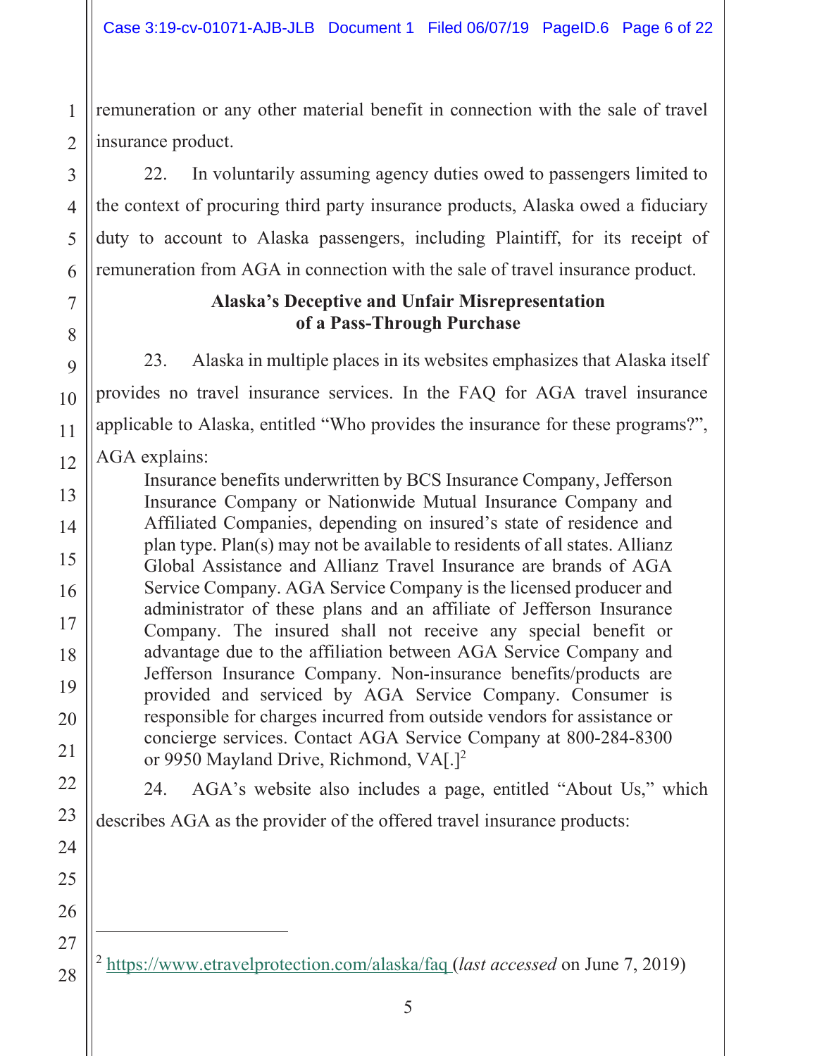remuneration or any other material benefit in connection with the sale of travel insurance product.

22. In voluntarily assuming agency duties owed to passengers limited to the context of procuring third party insurance products, Alaska owed a fiduciary duty to account to Alaska passengers, including Plaintiff, for its receipt of remuneration from AGA in connection with the sale of travel insurance product.

**Alaska's Deceptive and Unfair Misrepresentation of a Pass-Through Purchase**

23. Alaska in multiple places in its websites emphasizes that Alaska itself provides no travel insurance services. In the FAQ for AGA travel insurance applicable to Alaska, entitled "Who provides the insurance for these programs?", AGA explains:

> Insurance benefits underwritten by BCS Insurance Company, Jefferson Insurance Company or Nationwide Mutual Insurance Company and Affiliated Companies, depending on insured's state of residence and plan type. Plan(s) may not be available to residents of all states. Allianz Global Assistance and Allianz Travel Insurance are brands of AGA Service Company. AGA Service Company is the licensed producer and administrator of these plans and an affiliate of Jefferson Insurance Company. The insured shall not receive any special benefit or advantage due to the affiliation between AGA Service Company and Jefferson Insurance Company. Non-insurance benefits/products are provided and serviced by AGA Service Company. Consumer is responsible for charges incurred from outside vendors for assistance or concierge services. Contact AGA Service Company at 800-284-8300 or 9950 Mayland Drive, Richmond, VA[.][2]

24. AGA's website also includes a page, entitled "About Us," which describes AGA as the provider of the offered travel insurance products:

---

[2] https://www.etravelprotection.com/alaska/faq (*last accessed* on June 7, 2019)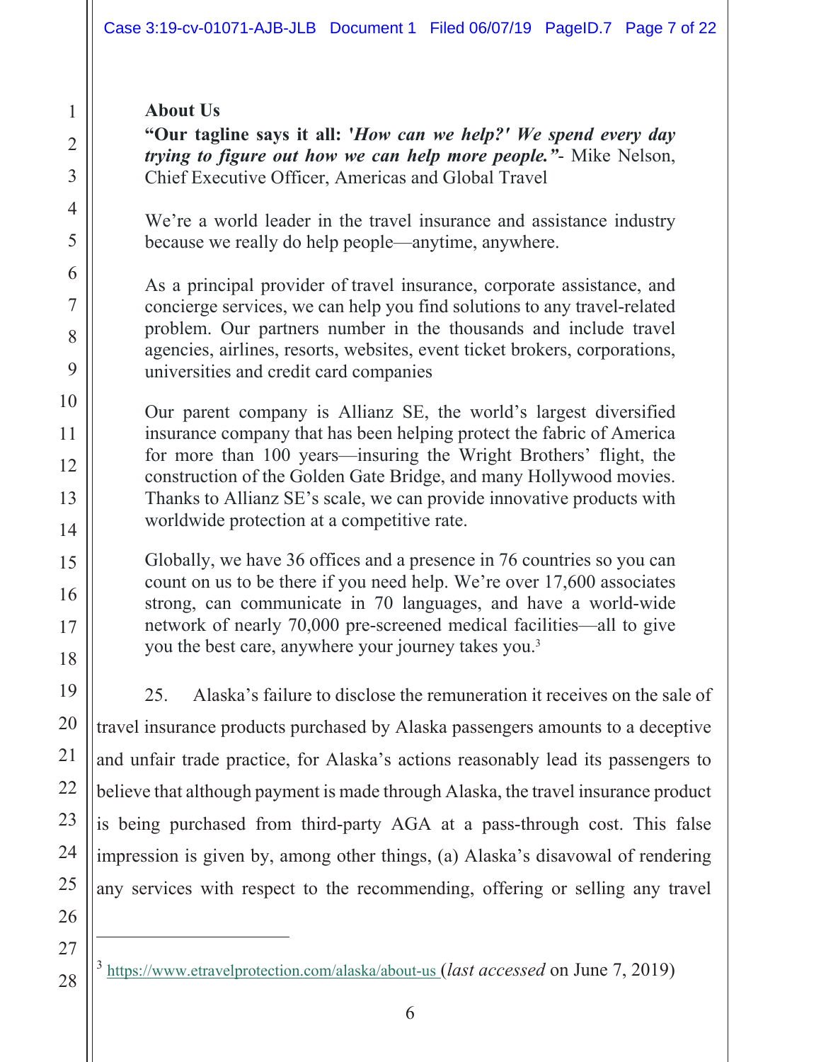**About Us**

**"Our tagline says it all: '*How can we help?' We spend every day trying to figure out how we can help more people."*** - Mike Nelson, Chief Executive Officer, Americas and Global Travel

We're a world leader in the travel insurance and assistance industry because we really do help people—anytime, anywhere.

As a principal provider of travel insurance, corporate assistance, and concierge services, we can help you find solutions to any travel-related problem. Our partners number in the thousands and include travel agencies, airlines, resorts, websites, event ticket brokers, corporations, universities and credit card companies

Our parent company is Allianz SE, the world's largest diversified insurance company that has been helping protect the fabric of America for more than 100 years—insuring the Wright Brothers' flight, the construction of the Golden Gate Bridge, and many Hollywood movies. Thanks to Allianz SE's scale, we can provide innovative products with worldwide protection at a competitive rate.

Globally, we have 36 offices and a presence in 76 countries so you can count on us to be there if you need help. We're over 17,600 associates strong, can communicate in 70 languages, and have a world-wide network of nearly 70,000 pre-screened medical facilities—all to give you the best care, anywhere your journey takes you.[3]

25. Alaska's failure to disclose the remuneration it receives on the sale of travel insurance products purchased by Alaska passengers amounts to a deceptive and unfair trade practice, for Alaska's actions reasonably lead its passengers to believe that although payment is made through Alaska, the travel insurance product is being purchased from third-party AGA at a pass-through cost. This false impression is given by, among other things, (a) Alaska's disavowal of rendering any services with respect to the recommending, offering or selling any travel

---

[3] https://www.etravelprotection.com/alaska/about-us (*last accessed* on June 7, 2019)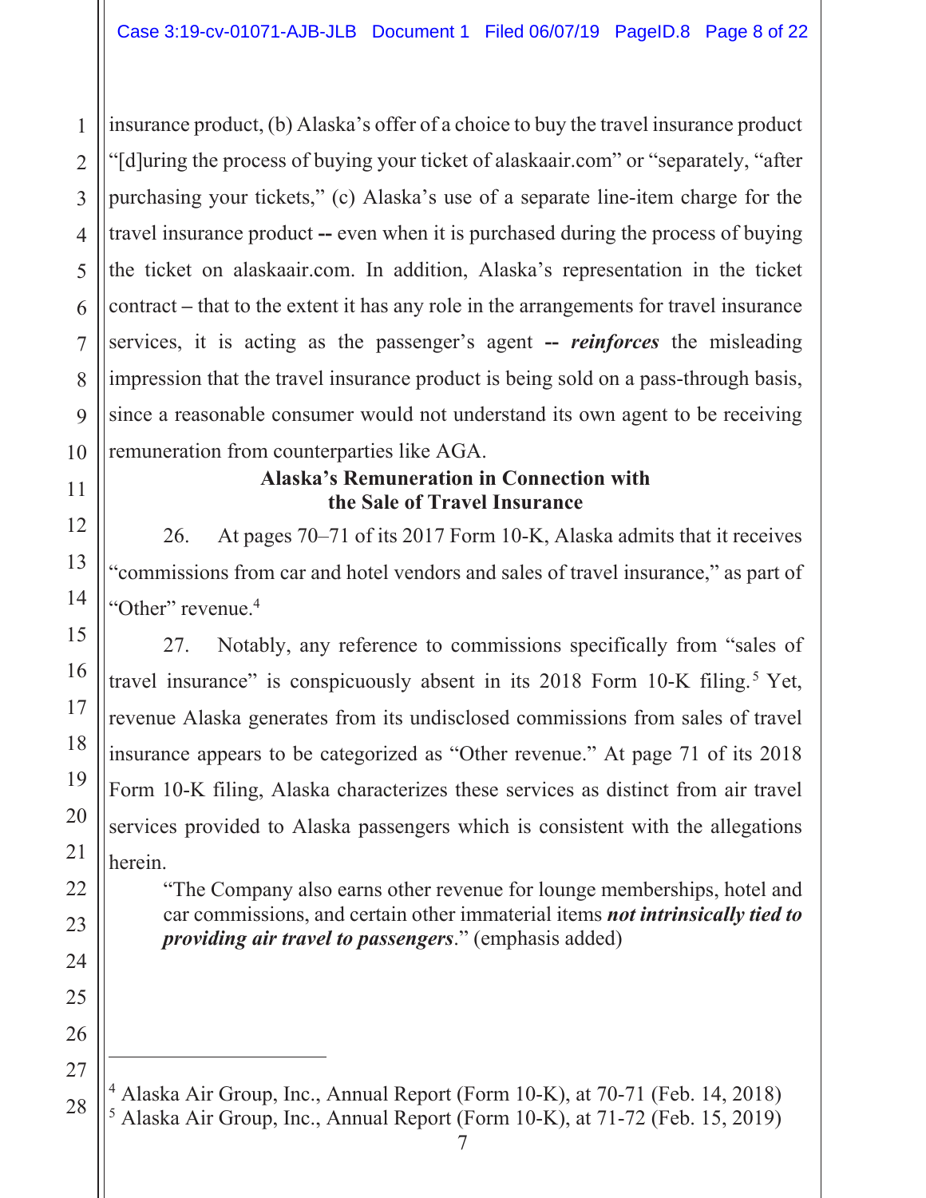insurance product, (b) Alaska's offer of a choice to buy the travel insurance product "[d]uring the process of buying your ticket of alaskaair.com" or "separately, "after purchasing your tickets," (c) Alaska's use of a separate line-item charge for the travel insurance product **--** even when it is purchased during the process of buying the ticket on alaskaair.com. In addition, Alaska's representation in the ticket contract – that to the extent it has any role in the arrangements for travel insurance services, it is acting as the passenger's agent **--** ***reinforces*** the misleading impression that the travel insurance product is being sold on a pass-through basis, since a reasonable consumer would not understand its own agent to be receiving remuneration from counterparties like AGA.

**Alaska's Remuneration in Connection with the Sale of Travel Insurance**

26. At pages 70–71 of its 2017 Form 10-K, Alaska admits that it receives "commissions from car and hotel vendors and sales of travel insurance," as part of "Other" revenue.[4]

27. Notably, any reference to commissions specifically from "sales of travel insurance" is conspicuously absent in its 2018 Form 10-K filing.[5] Yet, revenue Alaska generates from its undisclosed commissions from sales of travel insurance appears to be categorized as "Other revenue." At page 71 of its 2018 Form 10-K filing, Alaska characterizes these services as distinct from air travel services provided to Alaska passengers which is consistent with the allegations herein.

> "The Company also earns other revenue for lounge memberships, hotel and car commissions, and certain other immaterial items ***not intrinsically tied to providing air travel to passengers***." (emphasis added)

---

[4] Alaska Air Group, Inc., Annual Report (Form 10-K), at 70-71 (Feb. 14, 2018)
[5] Alaska Air Group, Inc., Annual Report (Form 10-K), at 71-72 (Feb. 15, 2019)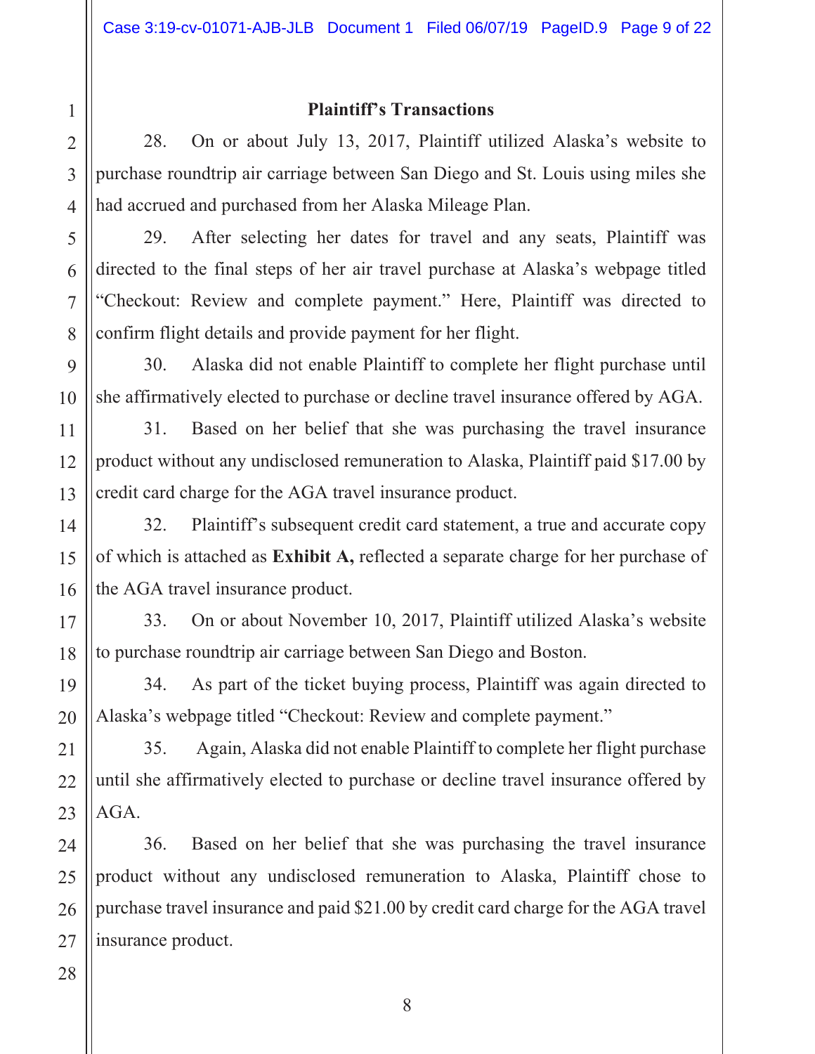**Plaintiff's Transactions**

28. On or about July 13, 2017, Plaintiff utilized Alaska's website to purchase roundtrip air carriage between San Diego and St. Louis using miles she had accrued and purchased from her Alaska Mileage Plan.

29. After selecting her dates for travel and any seats, Plaintiff was directed to the final steps of her air travel purchase at Alaska's webpage titled "Checkout: Review and complete payment." Here, Plaintiff was directed to confirm flight details and provide payment for her flight.

30. Alaska did not enable Plaintiff to complete her flight purchase until she affirmatively elected to purchase or decline travel insurance offered by AGA.

31. Based on her belief that she was purchasing the travel insurance product without any undisclosed remuneration to Alaska, Plaintiff paid $17.00 by credit card charge for the AGA travel insurance product.

32. Plaintiff's subsequent credit card statement, a true and accurate copy of which is attached as **Exhibit A,** reflected a separate charge for her purchase of the AGA travel insurance product.

33. On or about November 10, 2017, Plaintiff utilized Alaska's website to purchase roundtrip air carriage between San Diego and Boston.

34. As part of the ticket buying process, Plaintiff was again directed to Alaska's webpage titled "Checkout: Review and complete payment."

35. Again, Alaska did not enable Plaintiff to complete her flight purchase until she affirmatively elected to purchase or decline travel insurance offered by AGA.

36. Based on her belief that she was purchasing the travel insurance product without any undisclosed remuneration to Alaska, Plaintiff chose to purchase travel insurance and paid $21.00 by credit card charge for the AGA travel insurance product.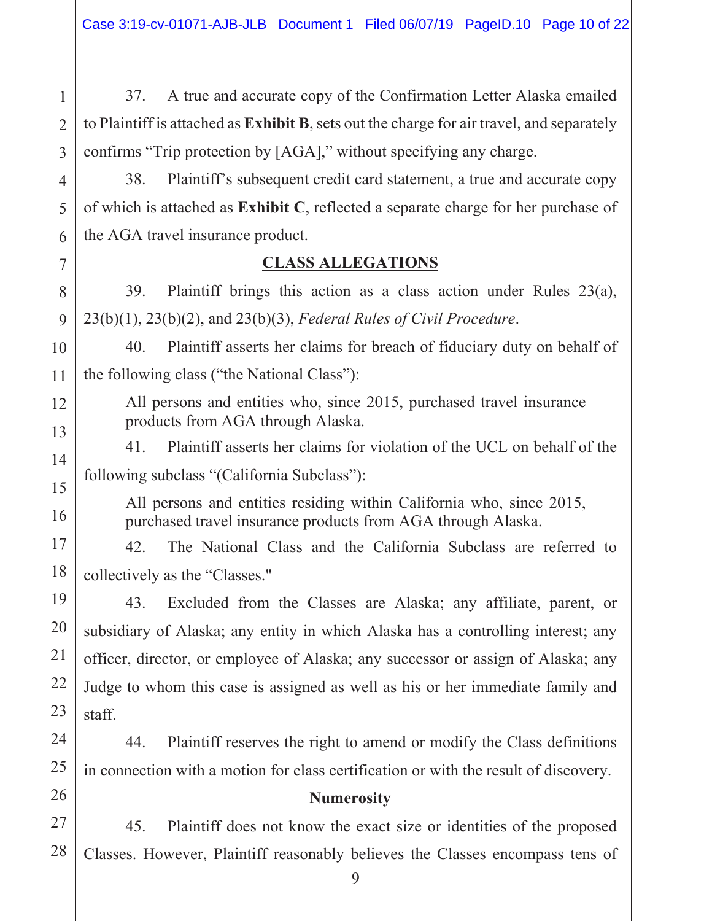37. A true and accurate copy of the Confirmation Letter Alaska emailed to Plaintiff is attached as **Exhibit B**, sets out the charge for air travel, and separately confirms "Trip protection by [AGA]," without specifying any charge.

38. Plaintiff's subsequent credit card statement, a true and accurate copy of which is attached as **Exhibit C**, reflected a separate charge for her purchase of the AGA travel insurance product.

## CLASS ALLEGATIONS

39. Plaintiff brings this action as a class action under Rules 23(a), 23(b)(1), 23(b)(2), and 23(b)(3), *Federal Rules of Civil Procedure*.

40. Plaintiff asserts her claims for breach of fiduciary duty on behalf of the following class ("the National Class"):

> All persons and entities who, since 2015, purchased travel insurance products from AGA through Alaska.

41. Plaintiff asserts her claims for violation of the UCL on behalf of the following subclass "(California Subclass"):

> All persons and entities residing within California who, since 2015, purchased travel insurance products from AGA through Alaska.

42. The National Class and the California Subclass are referred to collectively as the "Classes."

43. Excluded from the Classes are Alaska; any affiliate, parent, or subsidiary of Alaska; any entity in which Alaska has a controlling interest; any officer, director, or employee of Alaska; any successor or assign of Alaska; any Judge to whom this case is assigned as well as his or her immediate family and staff.

44. Plaintiff reserves the right to amend or modify the Class definitions in connection with a motion for class certification or with the result of discovery.

### Numerosity

45. Plaintiff does not know the exact size or identities of the proposed Classes. However, Plaintiff reasonably believes the Classes encompass tens of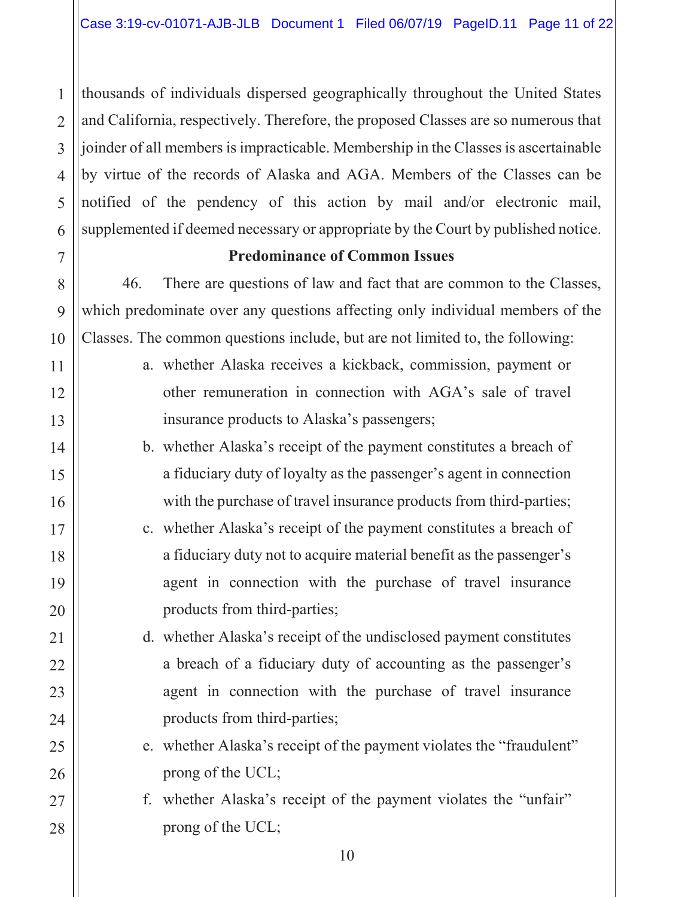thousands of individuals dispersed geographically throughout the United States and California, respectively. Therefore, the proposed Classes are so numerous that joinder of all members is impracticable. Membership in the Classes is ascertainable by virtue of the records of Alaska and AGA. Members of the Classes can be notified of the pendency of this action by mail and/or electronic mail, supplemented if deemed necessary or appropriate by the Court by published notice.

**Predominance of Common Issues**

46. There are questions of law and fact that are common to the Classes, which predominate over any questions affecting only individual members of the Classes. The common questions include, but are not limited to, the following:

a. whether Alaska receives a kickback, commission, payment or other remuneration in connection with AGA's sale of travel insurance products to Alaska's passengers;

b. whether Alaska's receipt of the payment constitutes a breach of a fiduciary duty of loyalty as the passenger's agent in connection with the purchase of travel insurance products from third-parties;

c. whether Alaska's receipt of the payment constitutes a breach of a fiduciary duty not to acquire material benefit as the passenger's agent in connection with the purchase of travel insurance products from third-parties;

d. whether Alaska's receipt of the undisclosed payment constitutes a breach of a fiduciary duty of accounting as the passenger's agent in connection with the purchase of travel insurance products from third-parties;

e. whether Alaska's receipt of the payment violates the "fraudulent" prong of the UCL;

f. whether Alaska's receipt of the payment violates the "unfair" prong of the UCL;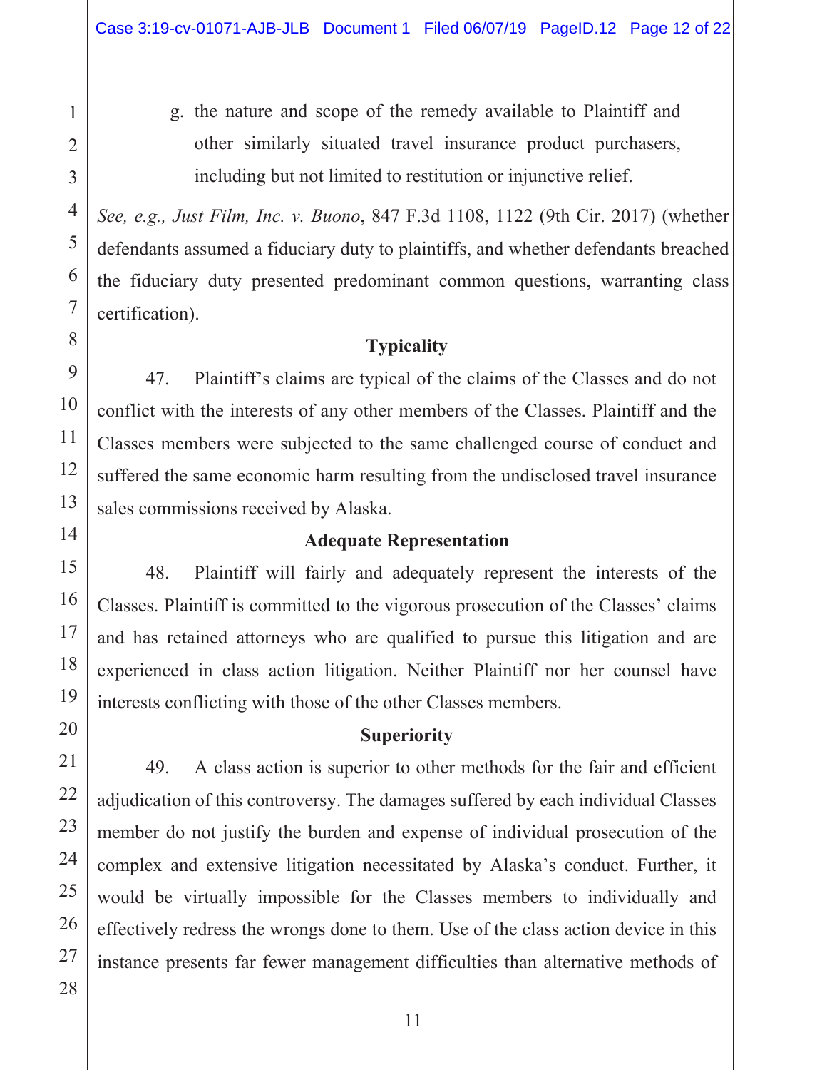g. the nature and scope of the remedy available to Plaintiff and other similarly situated travel insurance product purchasers, including but not limited to restitution or injunctive relief.

*See, e.g., Just Film, Inc. v. Buono*, 847 F.3d 1108, 1122 (9th Cir. 2017) (whether defendants assumed a fiduciary duty to plaintiffs, and whether defendants breached the fiduciary duty presented predominant common questions, warranting class certification).

**Typicality**

47. Plaintiff's claims are typical of the claims of the Classes and do not conflict with the interests of any other members of the Classes. Plaintiff and the Classes members were subjected to the same challenged course of conduct and suffered the same economic harm resulting from the undisclosed travel insurance sales commissions received by Alaska.

**Adequate Representation**

48. Plaintiff will fairly and adequately represent the interests of the Classes. Plaintiff is committed to the vigorous prosecution of the Classes' claims and has retained attorneys who are qualified to pursue this litigation and are experienced in class action litigation. Neither Plaintiff nor her counsel have interests conflicting with those of the other Classes members.

**Superiority**

49. A class action is superior to other methods for the fair and efficient adjudication of this controversy. The damages suffered by each individual Classes member do not justify the burden and expense of individual prosecution of the complex and extensive litigation necessitated by Alaska's conduct. Further, it would be virtually impossible for the Classes members to individually and effectively redress the wrongs done to them. Use of the class action device in this instance presents far fewer management difficulties than alternative methods of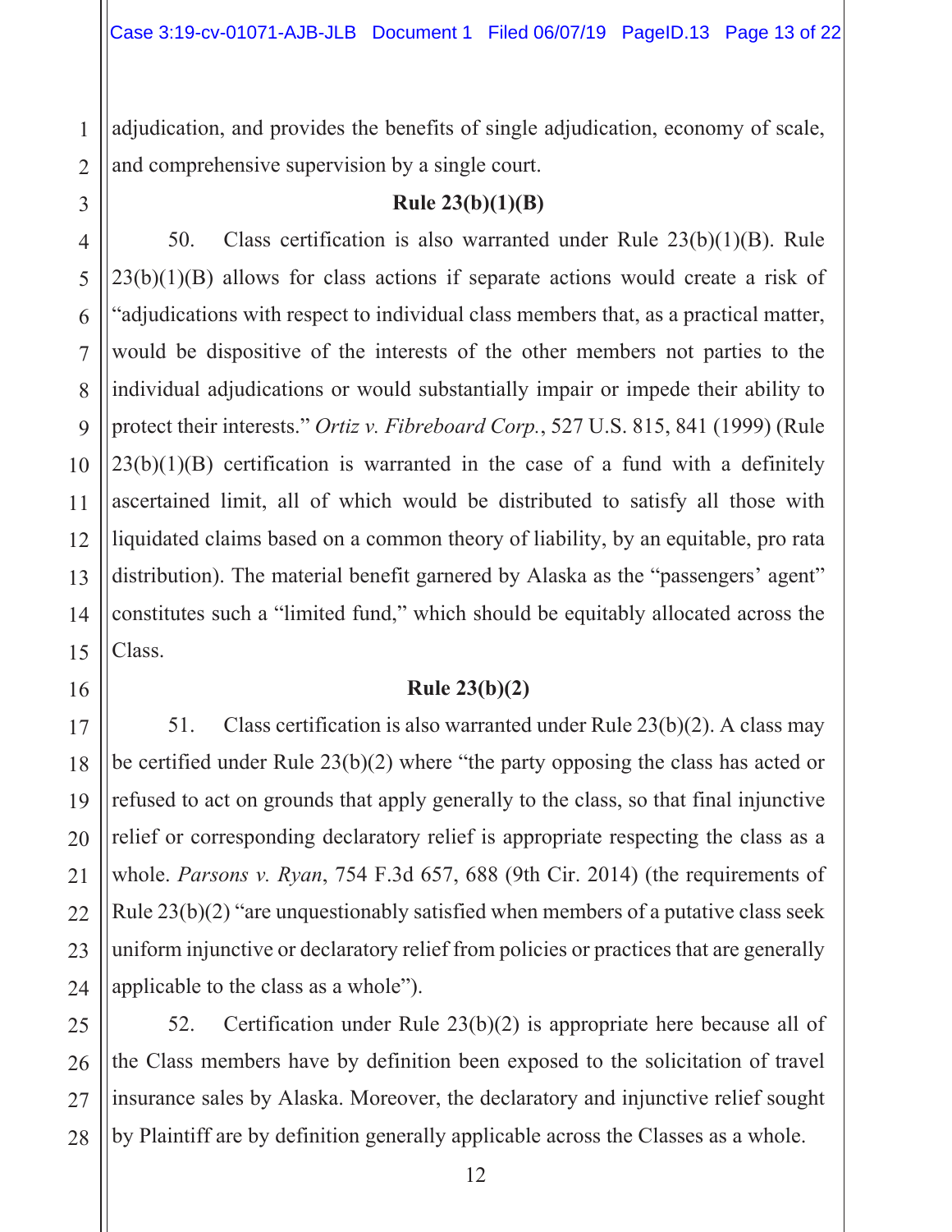adjudication, and provides the benefits of single adjudication, economy of scale, and comprehensive supervision by a single court.

**Rule 23(b)(1)(B)**

50. Class certification is also warranted under Rule 23(b)(1)(B). Rule 23(b)(1)(B) allows for class actions if separate actions would create a risk of "adjudications with respect to individual class members that, as a practical matter, would be dispositive of the interests of the other members not parties to the individual adjudications or would substantially impair or impede their ability to protect their interests." *Ortiz v. Fibreboard Corp.*, 527 U.S. 815, 841 (1999) (Rule 23(b)(1)(B) certification is warranted in the case of a fund with a definitely ascertained limit, all of which would be distributed to satisfy all those with liquidated claims based on a common theory of liability, by an equitable, pro rata distribution). The material benefit garnered by Alaska as the "passengers' agent" constitutes such a "limited fund," which should be equitably allocated across the Class.

**Rule 23(b)(2)**

51. Class certification is also warranted under Rule 23(b)(2). A class may be certified under Rule 23(b)(2) where "the party opposing the class has acted or refused to act on grounds that apply generally to the class, so that final injunctive relief or corresponding declaratory relief is appropriate respecting the class as a whole. *Parsons v. Ryan*, 754 F.3d 657, 688 (9th Cir. 2014) (the requirements of Rule 23(b)(2) "are unquestionably satisfied when members of a putative class seek uniform injunctive or declaratory relief from policies or practices that are generally applicable to the class as a whole").

52. Certification under Rule 23(b)(2) is appropriate here because all of the Class members have by definition been exposed to the solicitation of travel insurance sales by Alaska. Moreover, the declaratory and injunctive relief sought by Plaintiff are by definition generally applicable across the Classes as a whole.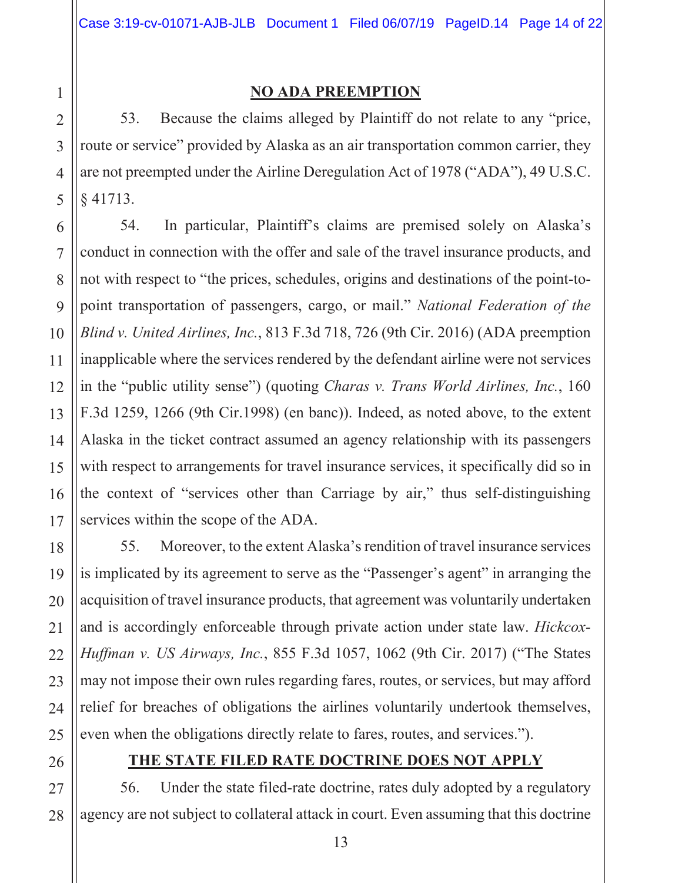**NO ADA PREEMPTION**

53. Because the claims alleged by Plaintiff do not relate to any "price, route or service" provided by Alaska as an air transportation common carrier, they are not preempted under the Airline Deregulation Act of 1978 ("ADA"), 49 U.S.C. § 41713.

54. In particular, Plaintiff's claims are premised solely on Alaska's conduct in connection with the offer and sale of the travel insurance products, and not with respect to "the prices, schedules, origins and destinations of the point-to-point transportation of passengers, cargo, or mail." *National Federation of the Blind v. United Airlines, Inc.*, 813 F.3d 718, 726 (9th Cir. 2016) (ADA preemption inapplicable where the services rendered by the defendant airline were not services in the "public utility sense") (quoting *Charas v. Trans World Airlines, Inc.*, 160 F.3d 1259, 1266 (9th Cir.1998) (en banc)). Indeed, as noted above, to the extent Alaska in the ticket contract assumed an agency relationship with its passengers with respect to arrangements for travel insurance services, it specifically did so in the context of "services other than Carriage by air," thus self-distinguishing services within the scope of the ADA.

55. Moreover, to the extent Alaska's rendition of travel insurance services is implicated by its agreement to serve as the "Passenger's agent" in arranging the acquisition of travel insurance products, that agreement was voluntarily undertaken and is accordingly enforceable through private action under state law. *Hickcox-Huffman v. US Airways, Inc.*, 855 F.3d 1057, 1062 (9th Cir. 2017) ("The States may not impose their own rules regarding fares, routes, or services, but may afford relief for breaches of obligations the airlines voluntarily undertook themselves, even when the obligations directly relate to fares, routes, and services.").

**THE STATE FILED RATE DOCTRINE DOES NOT APPLY**

56. Under the state filed-rate doctrine, rates duly adopted by a regulatory agency are not subject to collateral attack in court. Even assuming that this doctrine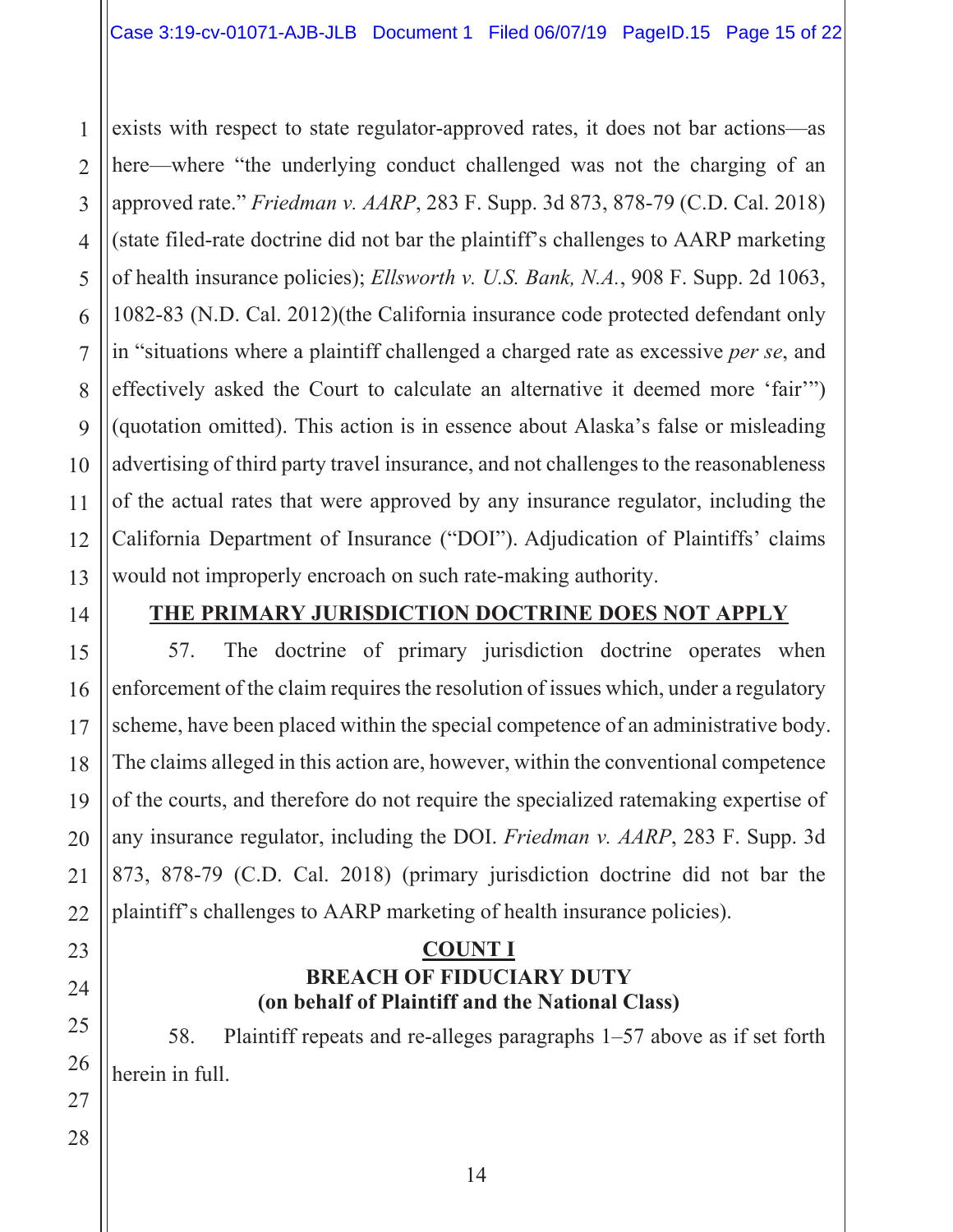exists with respect to state regulator-approved rates, it does not bar actions—as here—where "the underlying conduct challenged was not the charging of an approved rate." *Friedman v. AARP*, 283 F. Supp. 3d 873, 878-79 (C.D. Cal. 2018) (state filed-rate doctrine did not bar the plaintiff's challenges to AARP marketing of health insurance policies); *Ellsworth v. U.S. Bank, N.A.*, 908 F. Supp. 2d 1063, 1082-83 (N.D. Cal. 2012)(the California insurance code protected defendant only in "situations where a plaintiff challenged a charged rate as excessive *per se*, and effectively asked the Court to calculate an alternative it deemed more 'fair'") (quotation omitted). This action is in essence about Alaska's false or misleading advertising of third party travel insurance, and not challenges to the reasonableness of the actual rates that were approved by any insurance regulator, including the California Department of Insurance ("DOI"). Adjudication of Plaintiffs' claims would not improperly encroach on such rate-making authority.

## THE PRIMARY JURISDICTION DOCTRINE DOES NOT APPLY

57. The doctrine of primary jurisdiction doctrine operates when enforcement of the claim requires the resolution of issues which, under a regulatory scheme, have been placed within the special competence of an administrative body. The claims alleged in this action are, however, within the conventional competence of the courts, and therefore do not require the specialized ratemaking expertise of any insurance regulator, including the DOI. *Friedman v. AARP*, 283 F. Supp. 3d 873, 878-79 (C.D. Cal. 2018) (primary jurisdiction doctrine did not bar the plaintiff's challenges to AARP marketing of health insurance policies).

## COUNT I
## BREACH OF FIDUCIARY DUTY
## (on behalf of Plaintiff and the National Class)

58. Plaintiff repeats and re-alleges paragraphs 1–57 above as if set forth herein in full.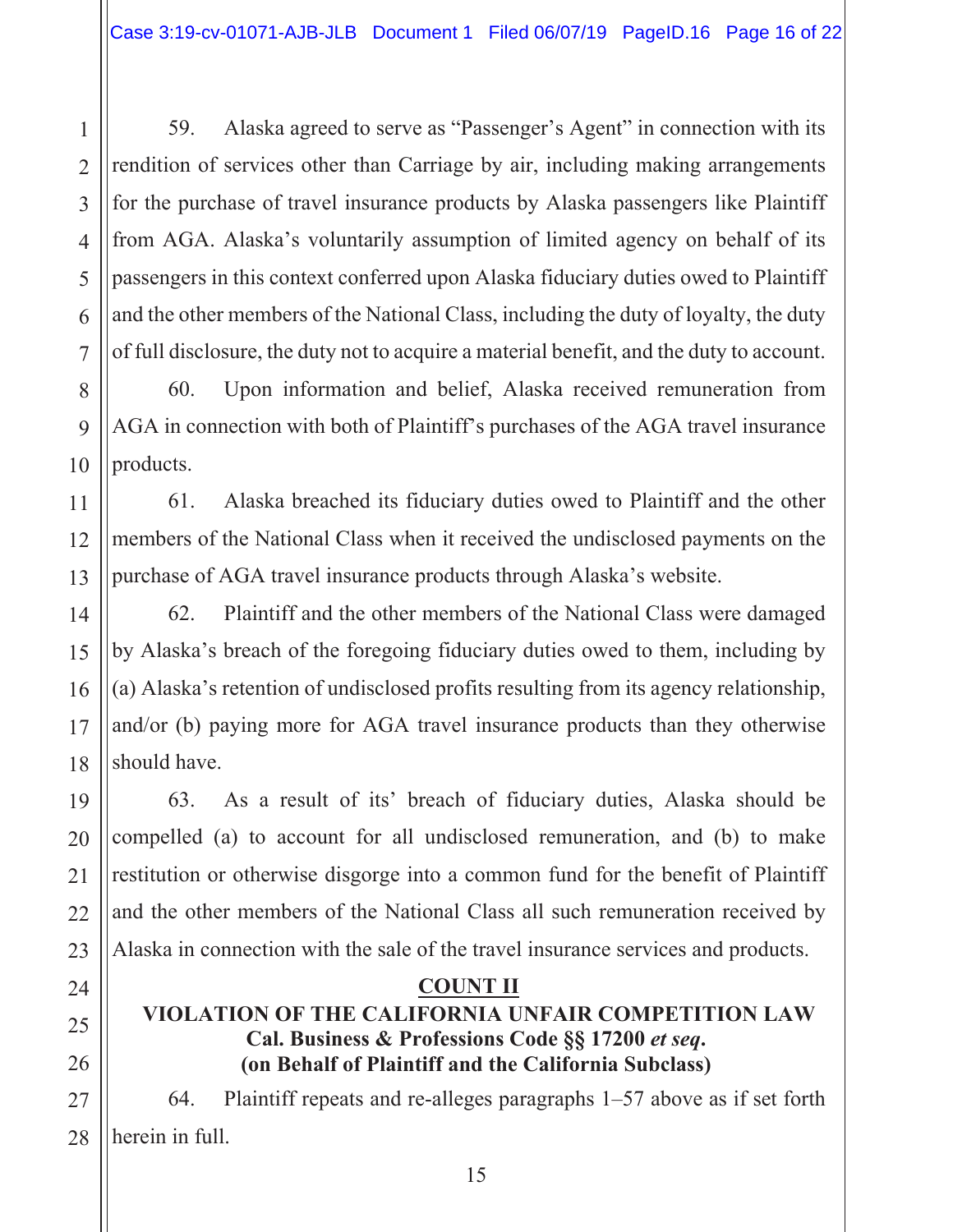59. Alaska agreed to serve as "Passenger's Agent" in connection with its rendition of services other than Carriage by air, including making arrangements for the purchase of travel insurance products by Alaska passengers like Plaintiff from AGA. Alaska's voluntarily assumption of limited agency on behalf of its passengers in this context conferred upon Alaska fiduciary duties owed to Plaintiff and the other members of the National Class, including the duty of loyalty, the duty of full disclosure, the duty not to acquire a material benefit, and the duty to account.

60. Upon information and belief, Alaska received remuneration from AGA in connection with both of Plaintiff's purchases of the AGA travel insurance products.

61. Alaska breached its fiduciary duties owed to Plaintiff and the other members of the National Class when it received the undisclosed payments on the purchase of AGA travel insurance products through Alaska's website.

62. Plaintiff and the other members of the National Class were damaged by Alaska's breach of the foregoing fiduciary duties owed to them, including by (a) Alaska's retention of undisclosed profits resulting from its agency relationship, and/or (b) paying more for AGA travel insurance products than they otherwise should have.

63. As a result of its' breach of fiduciary duties, Alaska should be compelled (a) to account for all undisclosed remuneration, and (b) to make restitution or otherwise disgorge into a common fund for the benefit of Plaintiff and the other members of the National Class all such remuneration received by Alaska in connection with the sale of the travel insurance services and products.

## COUNT II

### VIOLATION OF THE CALIFORNIA UNFAIR COMPETITION LAW
### Cal. Business & Professions Code §§ 17200 *et seq.*
### (on Behalf of Plaintiff and the California Subclass)

64. Plaintiff repeats and re-alleges paragraphs 1–57 above as if set forth herein in full.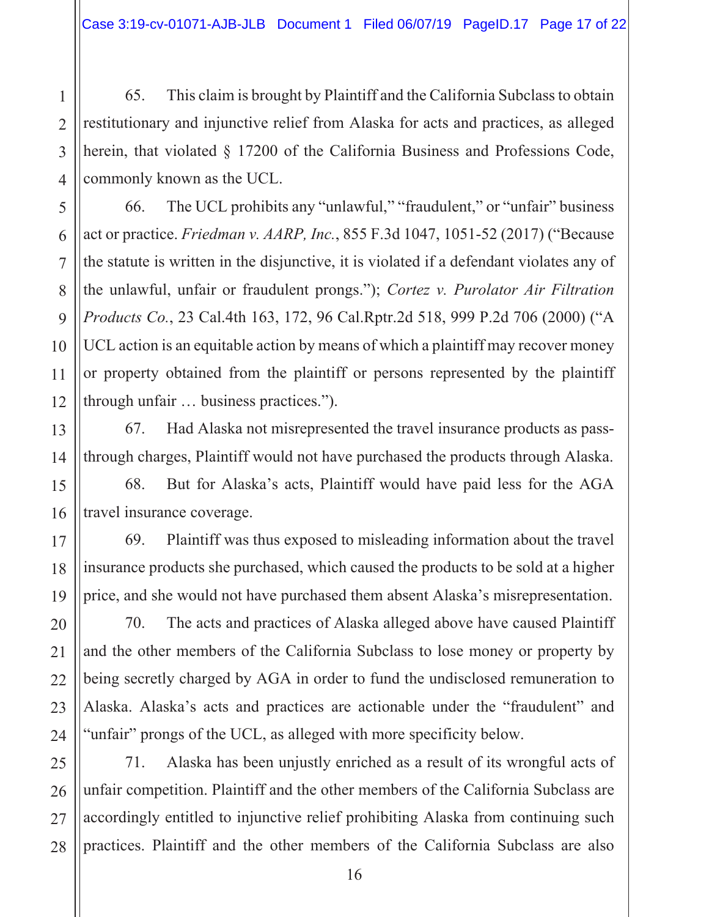65. This claim is brought by Plaintiff and the California Subclass to obtain restitutionary and injunctive relief from Alaska for acts and practices, as alleged herein, that violated § 17200 of the California Business and Professions Code, commonly known as the UCL.

66. The UCL prohibits any "unlawful," "fraudulent," or "unfair" business act or practice. *Friedman v. AARP, Inc.*, 855 F.3d 1047, 1051-52 (2017) ("Because the statute is written in the disjunctive, it is violated if a defendant violates any of the unlawful, unfair or fraudulent prongs."); *Cortez v. Purolator Air Filtration Products Co.*, 23 Cal.4th 163, 172, 96 Cal.Rptr.2d 518, 999 P.2d 706 (2000) ("A UCL action is an equitable action by means of which a plaintiff may recover money or property obtained from the plaintiff or persons represented by the plaintiff through unfair … business practices.").

67. Had Alaska not misrepresented the travel insurance products as pass-through charges, Plaintiff would not have purchased the products through Alaska.

68. But for Alaska's acts, Plaintiff would have paid less for the AGA travel insurance coverage.

69. Plaintiff was thus exposed to misleading information about the travel insurance products she purchased, which caused the products to be sold at a higher price, and she would not have purchased them absent Alaska's misrepresentation.

70. The acts and practices of Alaska alleged above have caused Plaintiff and the other members of the California Subclass to lose money or property by being secretly charged by AGA in order to fund the undisclosed remuneration to Alaska. Alaska's acts and practices are actionable under the "fraudulent" and "unfair" prongs of the UCL, as alleged with more specificity below.

71. Alaska has been unjustly enriched as a result of its wrongful acts of unfair competition. Plaintiff and the other members of the California Subclass are accordingly entitled to injunctive relief prohibiting Alaska from continuing such practices. Plaintiff and the other members of the California Subclass are also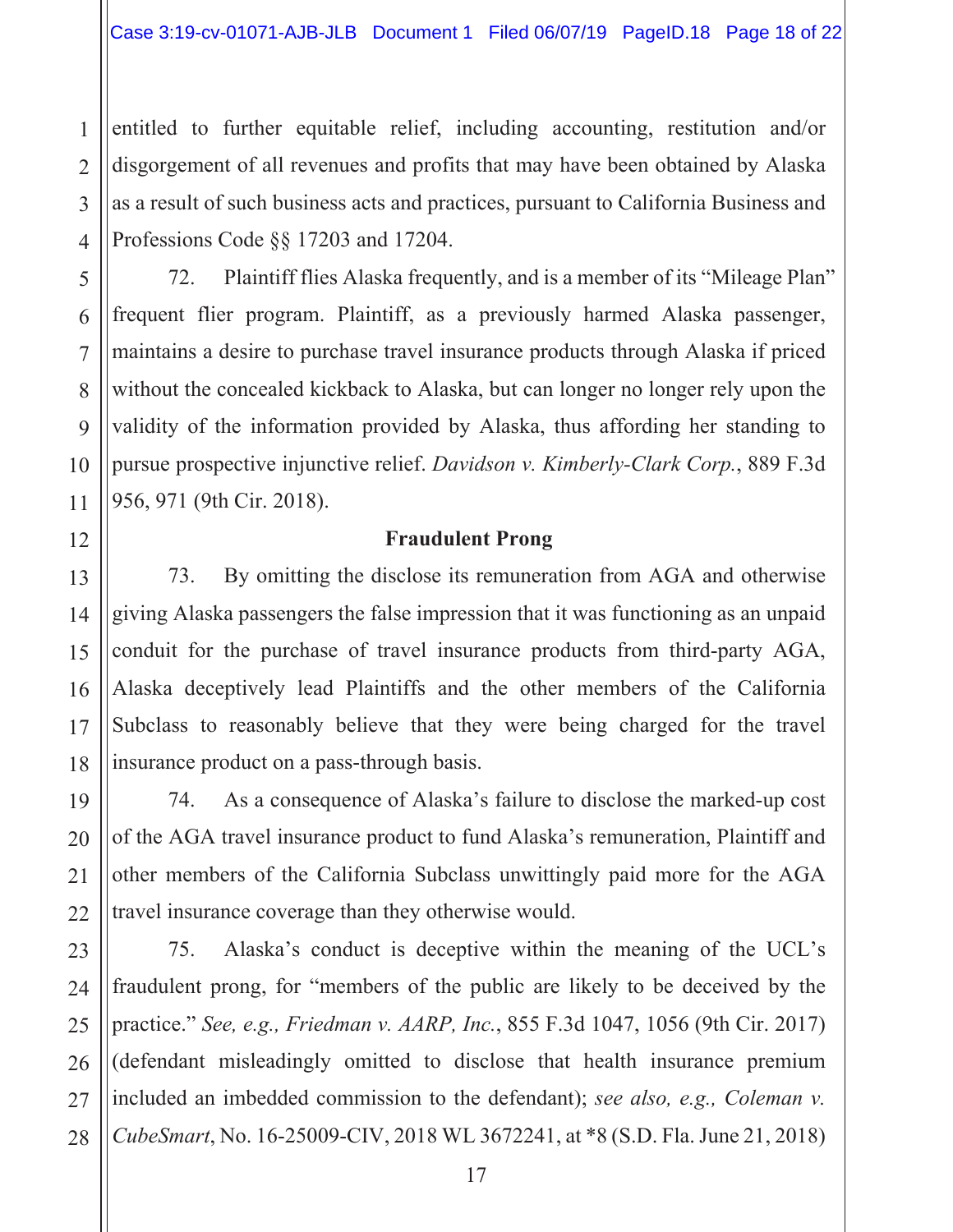entitled to further equitable relief, including accounting, restitution and/or disgorgement of all revenues and profits that may have been obtained by Alaska as a result of such business acts and practices, pursuant to California Business and Professions Code §§ 17203 and 17204.

72. Plaintiff flies Alaska frequently, and is a member of its "Mileage Plan" frequent flier program. Plaintiff, as a previously harmed Alaska passenger, maintains a desire to purchase travel insurance products through Alaska if priced without the concealed kickback to Alaska, but can longer no longer rely upon the validity of the information provided by Alaska, thus affording her standing to pursue prospective injunctive relief. *Davidson v. Kimberly-Clark Corp.*, 889 F.3d 956, 971 (9th Cir. 2018).

**Fraudulent Prong**

73. By omitting the disclose its remuneration from AGA and otherwise giving Alaska passengers the false impression that it was functioning as an unpaid conduit for the purchase of travel insurance products from third-party AGA, Alaska deceptively lead Plaintiffs and the other members of the California Subclass to reasonably believe that they were being charged for the travel insurance product on a pass-through basis.

74. As a consequence of Alaska's failure to disclose the marked-up cost of the AGA travel insurance product to fund Alaska's remuneration, Plaintiff and other members of the California Subclass unwittingly paid more for the AGA travel insurance coverage than they otherwise would.

75. Alaska's conduct is deceptive within the meaning of the UCL's fraudulent prong, for "members of the public are likely to be deceived by the practice." *See, e.g., Friedman v. AARP, Inc.*, 855 F.3d 1047, 1056 (9th Cir. 2017) (defendant misleadingly omitted to disclose that health insurance premium included an imbedded commission to the defendant); *see also, e.g., Coleman v. CubeSmart*, No. 16-25009-CIV, 2018 WL 3672241, at *8 (S.D. Fla. June 21, 2018)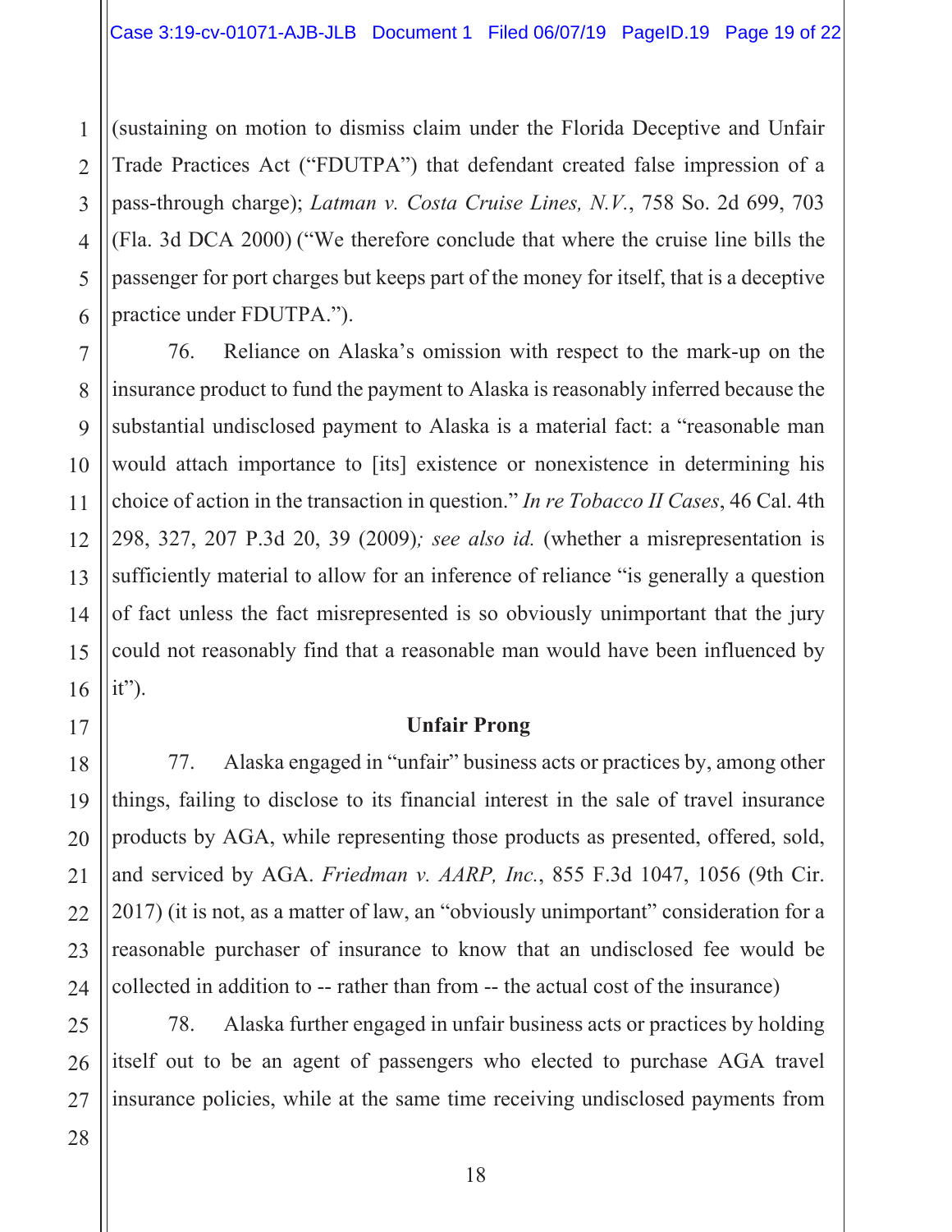(sustaining on motion to dismiss claim under the Florida Deceptive and Unfair Trade Practices Act ("FDUTPA") that defendant created false impression of a pass-through charge); *Latman v. Costa Cruise Lines, N.V.*, 758 So. 2d 699, 703 (Fla. 3d DCA 2000) ("We therefore conclude that where the cruise line bills the passenger for port charges but keeps part of the money for itself, that is a deceptive practice under FDUTPA.").

76. Reliance on Alaska's omission with respect to the mark-up on the insurance product to fund the payment to Alaska is reasonably inferred because the substantial undisclosed payment to Alaska is a material fact: a "reasonable man would attach importance to [its] existence or nonexistence in determining his choice of action in the transaction in question." *In re Tobacco II Cases*, 46 Cal. 4th 298, 327, 207 P.3d 20, 39 (2009)*; see also id.* (whether a misrepresentation is sufficiently material to allow for an inference of reliance "is generally a question of fact unless the fact misrepresented is so obviously unimportant that the jury could not reasonably find that a reasonable man would have been influenced by it").

**Unfair Prong**

77. Alaska engaged in "unfair" business acts or practices by, among other things, failing to disclose to its financial interest in the sale of travel insurance products by AGA, while representing those products as presented, offered, sold, and serviced by AGA. *Friedman v. AARP, Inc.*, 855 F.3d 1047, 1056 (9th Cir. 2017) (it is not, as a matter of law, an "obviously unimportant" consideration for a reasonable purchaser of insurance to know that an undisclosed fee would be collected in addition to -- rather than from -- the actual cost of the insurance)

78. Alaska further engaged in unfair business acts or practices by holding itself out to be an agent of passengers who elected to purchase AGA travel insurance policies, while at the same time receiving undisclosed payments from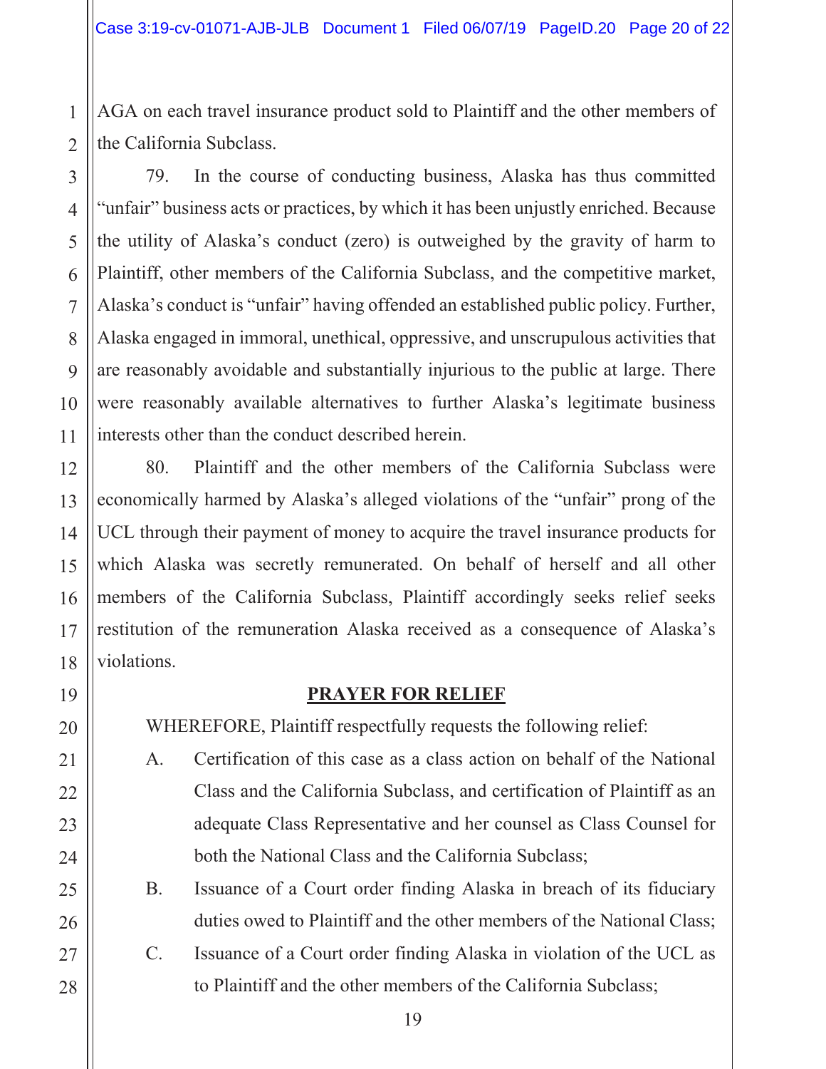AGA on each travel insurance product sold to Plaintiff and the other members of the California Subclass.

79. In the course of conducting business, Alaska has thus committed "unfair" business acts or practices, by which it has been unjustly enriched. Because the utility of Alaska's conduct (zero) is outweighed by the gravity of harm to Plaintiff, other members of the California Subclass, and the competitive market, Alaska's conduct is "unfair" having offended an established public policy. Further, Alaska engaged in immoral, unethical, oppressive, and unscrupulous activities that are reasonably avoidable and substantially injurious to the public at large. There were reasonably available alternatives to further Alaska's legitimate business interests other than the conduct described herein.

80. Plaintiff and the other members of the California Subclass were economically harmed by Alaska's alleged violations of the "unfair" prong of the UCL through their payment of money to acquire the travel insurance products for which Alaska was secretly remunerated. On behalf of herself and all other members of the California Subclass, Plaintiff accordingly seeks relief seeks restitution of the remuneration Alaska received as a consequence of Alaska's violations.

## PRAYER FOR RELIEF

WHEREFORE, Plaintiff respectfully requests the following relief:

A. Certification of this case as a class action on behalf of the National Class and the California Subclass, and certification of Plaintiff as an adequate Class Representative and her counsel as Class Counsel for both the National Class and the California Subclass;

B. Issuance of a Court order finding Alaska in breach of its fiduciary duties owed to Plaintiff and the other members of the National Class;

C. Issuance of a Court order finding Alaska in violation of the UCL as to Plaintiff and the other members of the California Subclass;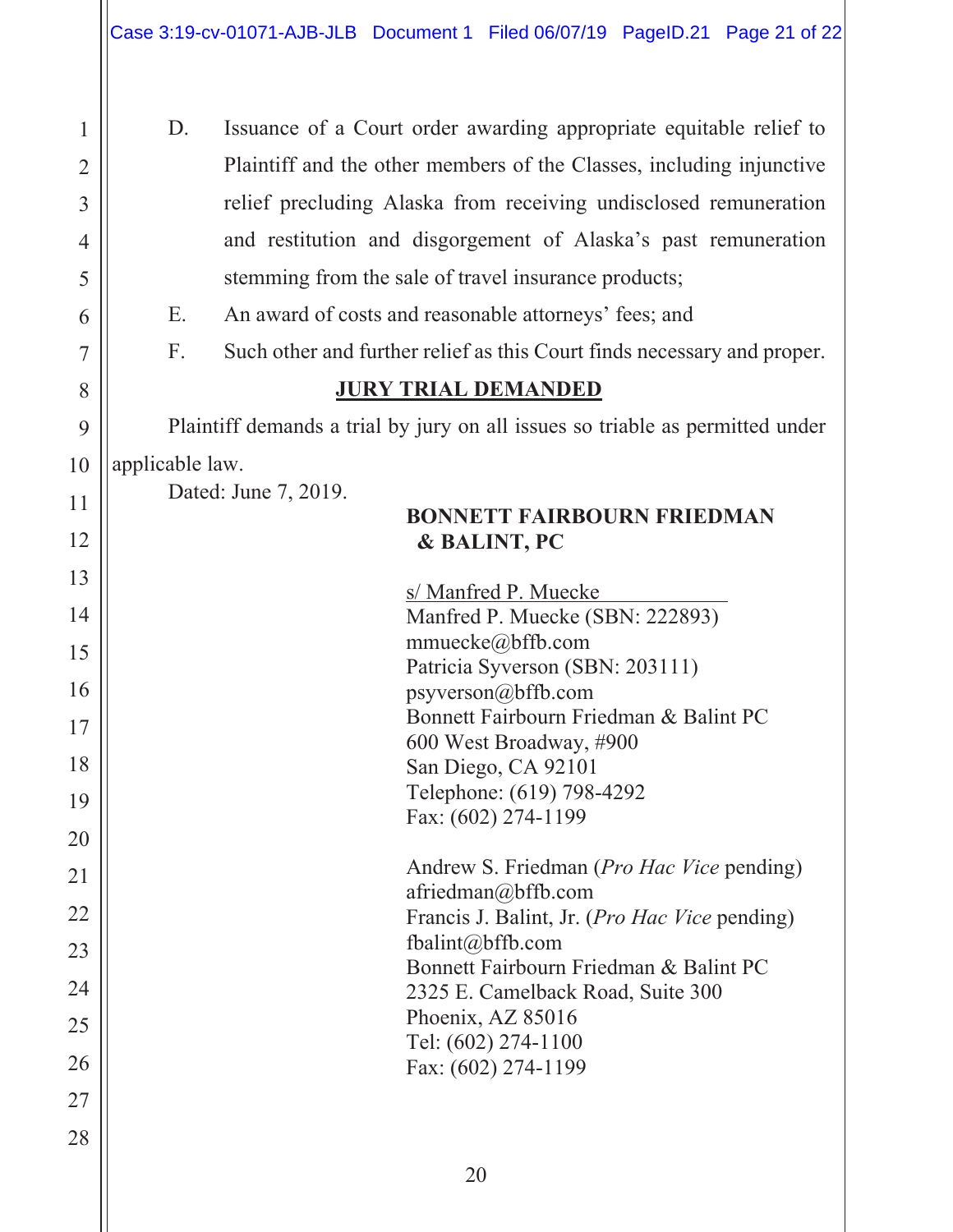D. Issuance of a Court order awarding appropriate equitable relief to Plaintiff and the other members of the Classes, including injunctive relief precluding Alaska from receiving undisclosed remuneration and restitution and disgorgement of Alaska's past remuneration stemming from the sale of travel insurance products;

E. An award of costs and reasonable attorneys' fees; and

F. Such other and further relief as this Court finds necessary and proper.

**JURY TRIAL DEMANDED**

Plaintiff demands a trial by jury on all issues so triable as permitted under applicable law.

Dated: June 7, 2019.

**BONNETT FAIRBOURN FRIEDMAN & BALINT, PC**

s/ Manfred P. Muecke
Manfred P. Muecke (SBN: 222893)
mmuecke@bffb.com
Patricia Syverson (SBN: 203111)
psyverson@bffb.com
Bonnett Fairbourn Friedman & Balint PC
600 West Broadway, #900
San Diego, CA 92101
Telephone: (619) 798-4292
Fax: (602) 274-1199

Andrew S. Friedman (*Pro Hac Vice* pending)
afriedman@bffb.com
Francis J. Balint, Jr. (*Pro Hac Vice* pending)
fbalint@bffb.com
Bonnett Fairbourn Friedman & Balint PC
2325 E. Camelback Road, Suite 300
Phoenix, AZ 85016
Tel: (602) 274-1100
Fax: (602) 274-1199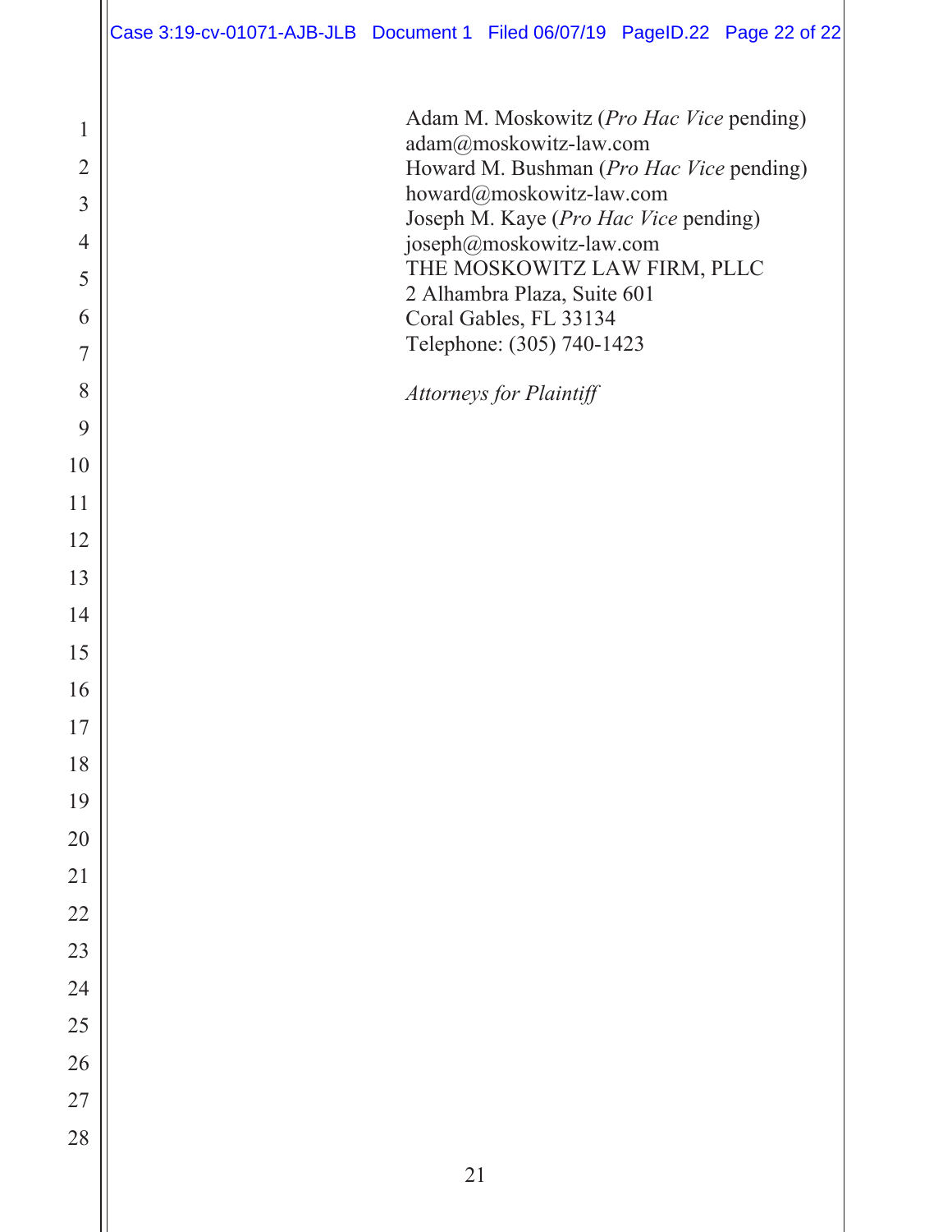Adam M. Moskowitz (*Pro Hac Vice* pending)
adam@moskowitz-law.com
Howard M. Bushman (*Pro Hac Vice* pending)
howard@moskowitz-law.com
Joseph M. Kaye (*Pro Hac Vice* pending)
joseph@moskowitz-law.com
THE MOSKOWITZ LAW FIRM, PLLC
2 Alhambra Plaza, Suite 601
Coral Gables, FL 33134
Telephone: (305) 740-1423

*Attorneys for Plaintiff*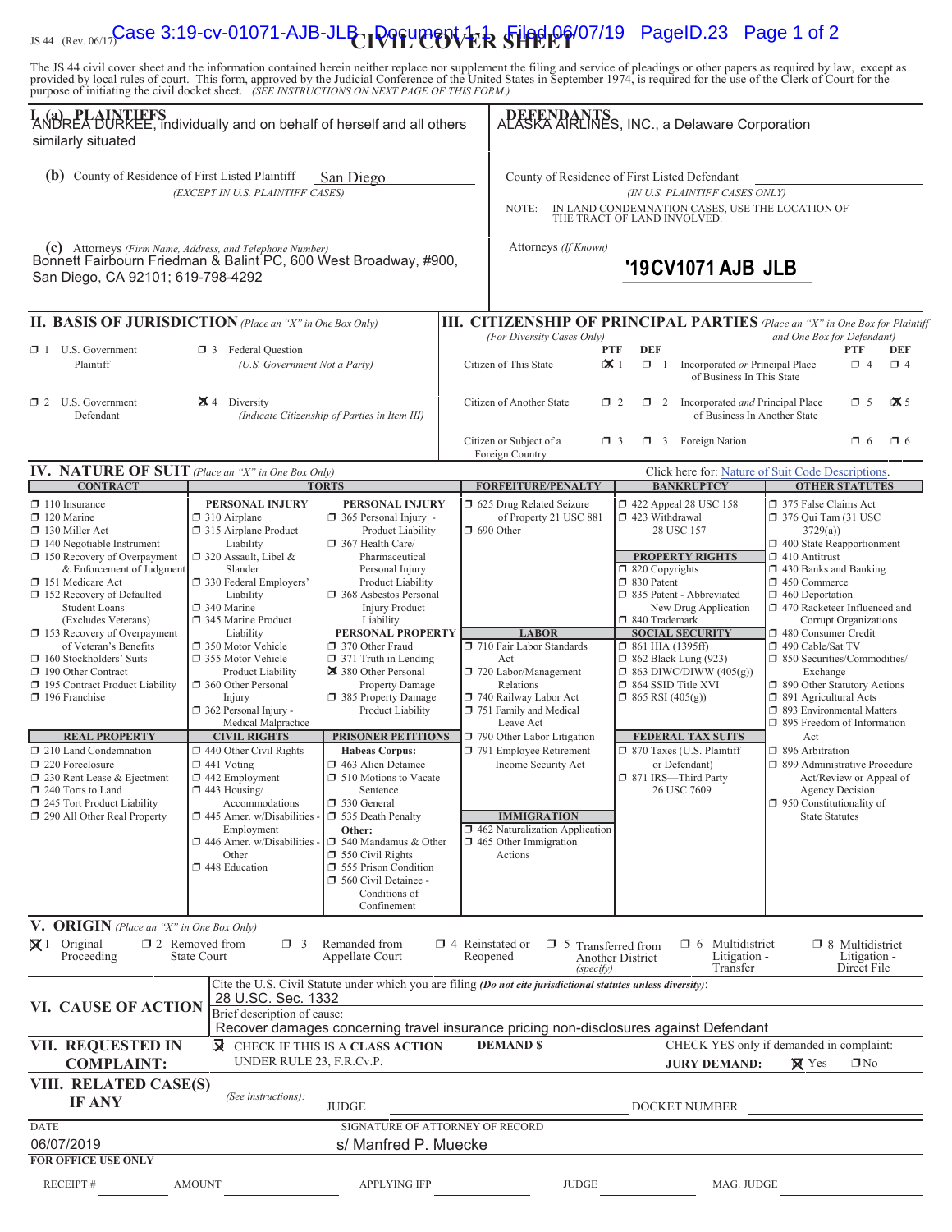JS 44 (Rev. 06/17)

# CIVIL COVER SHEET

The JS 44 civil cover sheet and the information contained herein neither replace nor supplement the filing and service of pleadings or other papers as required by law, except as provided by local rules of court. This form, approved by the Judicial Conference of the United States in September 1974, is required for the use of the Clerk of Court for the purpose of initiating the civil docket sheet. *(SEE INSTRUCTIONS ON NEXT PAGE OF THIS FORM.)*

## I. (a) PLAINTIFFS

ANDREA DURKEE, individually and on behalf of herself and all others similarly situated

**(b)** County of Residence of First Listed Plaintiff: San Diego
*(EXCEPT IN U.S. PLAINTIFF CASES)*

**(c)** Attorneys *(Firm Name, Address, and Telephone Number)*
Bonnett Fairbourn Friedman & Balint PC, 600 West Broadway, #900, San Diego, CA 92101; 619-798-4292

## DEFENDANTS

ALASKA AIRLINES, INC., a Delaware Corporation

County of Residence of First Listed Defendant: ______
*(IN U.S. PLAINTIFF CASES ONLY)*

NOTE: IN LAND CONDEMNATION CASES, USE THE LOCATION OF THE TRACT OF LAND INVOLVED.

Attorneys *(If Known)*

**'19CV1071 AJB JLB**

## II. BASIS OF JURISDICTION *(Place an "X" in One Box Only)*

- ☐ 1 U.S. Government Plaintiff
- ☐ 3 Federal Question *(U.S. Government Not a Party)*
- ☐ 2 U.S. Government Defendant
- ☒ 4 Diversity *(Indicate Citizenship of Parties in Item III)*

## III. CITIZENSHIP OF PRINCIPAL PARTIES *(Place an "X" in One Box for Plaintiff and One Box for Defendant)*
*(For Diversity Cases Only)*

| | PTF | DEF | | PTF | DEF |
|---|---|---|---|---|---|
| Citizen of This State | ☒ 1 | ☐ 1 | Incorporated *or* Principal Place of Business In This State | ☐ 4 | ☐ 4 |
| Citizen of Another State | ☐ 2 | ☐ 2 | Incorporated *and* Principal Place of Business In Another State | ☐ 5 | ☒ 5 |
| Citizen or Subject of a Foreign Country | ☐ 3 | ☐ 3 | Foreign Nation | ☐ 6 | ☐ 6 |

## IV. NATURE OF SUIT *(Place an "X" in One Box Only)*

Click here for: Nature of Suit Code Descriptions.

**CONTRACT**
- ☐ 110 Insurance
- ☐ 120 Marine
- ☐ 130 Miller Act
- ☐ 140 Negotiable Instrument
- ☐ 150 Recovery of Overpayment & Enforcement of Judgment
- ☐ 151 Medicare Act
- ☐ 152 Recovery of Defaulted Student Loans (Excludes Veterans)
- ☐ 153 Recovery of Overpayment of Veteran's Benefits
- ☐ 160 Stockholders' Suits
- ☐ 190 Other Contract
- ☐ 195 Contract Product Liability
- ☐ 196 Franchise

**REAL PROPERTY**
- ☐ 210 Land Condemnation
- ☐ 220 Foreclosure
- ☐ 230 Rent Lease & Ejectment
- ☐ 240 Torts to Land
- ☐ 245 Tort Product Liability
- ☐ 290 All Other Real Property

**TORTS**

*PERSONAL INJURY*
- ☐ 310 Airplane
- ☐ 315 Airplane Product Liability
- ☐ 320 Assault, Libel & Slander
- ☐ 330 Federal Employers' Liability
- ☐ 340 Marine
- ☐ 345 Marine Product Liability
- ☐ 350 Motor Vehicle
- ☐ 355 Motor Vehicle Product Liability
- ☐ 360 Other Personal Injury
- ☐ 362 Personal Injury - Medical Malpractice

*PERSONAL INJURY*
- ☐ 365 Personal Injury - Product Liability
- ☐ 367 Health Care/ Pharmaceutical Personal Injury Product Liability
- ☐ 368 Asbestos Personal Injury Product Liability

*PERSONAL PROPERTY*
- ☐ 370 Other Fraud
- ☐ 371 Truth in Lending
- ☒ 380 Other Personal Property Damage
- ☐ 385 Property Damage Product Liability

**CIVIL RIGHTS**
- ☐ 440 Other Civil Rights
- ☐ 441 Voting
- ☐ 442 Employment
- ☐ 443 Housing/ Accommodations
- ☐ 445 Amer. w/Disabilities - Employment
- ☐ 446 Amer. w/Disabilities - Other
- ☐ 448 Education

**PRISONER PETITIONS**

*Habeas Corpus:*
- ☐ 463 Alien Detainee
- ☐ 510 Motions to Vacate Sentence
- ☐ 530 General
- ☐ 535 Death Penalty

*Other:*
- ☐ 540 Mandamus & Other
- ☐ 550 Civil Rights
- ☐ 555 Prison Condition
- ☐ 560 Civil Detainee - Conditions of Confinement

**FORFEITURE/PENALTY**
- ☐ 625 Drug Related Seizure of Property 21 USC 881
- ☐ 690 Other

**LABOR**
- ☐ 710 Fair Labor Standards Act
- ☐ 720 Labor/Management Relations
- ☐ 740 Railway Labor Act
- ☐ 751 Family and Medical Leave Act
- ☐ 790 Other Labor Litigation
- ☐ 791 Employee Retirement Income Security Act

**IMMIGRATION**
- ☐ 462 Naturalization Application
- ☐ 465 Other Immigration Actions

**BANKRUPTCY**
- ☐ 422 Appeal 28 USC 158
- ☐ 423 Withdrawal 28 USC 157

**PROPERTY RIGHTS**
- ☐ 820 Copyrights
- ☐ 830 Patent
- ☐ 835 Patent - Abbreviated New Drug Application
- ☐ 840 Trademark

**SOCIAL SECURITY**
- ☐ 861 HIA (1395ff)
- ☐ 862 Black Lung (923)
- ☐ 863 DIWC/DIWW (405(g))
- ☐ 864 SSID Title XVI
- ☐ 865 RSI (405(g))

**FEDERAL TAX SUITS**
- ☐ 870 Taxes (U.S. Plaintiff or Defendant)
- ☐ 871 IRS—Third Party 26 USC 7609

**OTHER STATUTES**
- ☐ 375 False Claims Act
- ☐ 376 Qui Tam (31 USC 3729(a))
- ☐ 400 State Reapportionment
- ☐ 410 Antitrust
- ☐ 430 Banks and Banking
- ☐ 450 Commerce
- ☐ 460 Deportation
- ☐ 470 Racketeer Influenced and Corrupt Organizations
- ☐ 480 Consumer Credit
- ☐ 490 Cable/Sat TV
- ☐ 850 Securities/Commodities/ Exchange
- ☐ 890 Other Statutory Actions
- ☐ 891 Agricultural Acts
- ☐ 893 Environmental Matters
- ☐ 895 Freedom of Information Act
- ☐ 896 Arbitration
- ☐ 899 Administrative Procedure Act/Review or Appeal of Agency Decision
- ☐ 950 Constitutionality of State Statutes

## V. ORIGIN *(Place an "X" in One Box Only)*

- ☒ 1 Original Proceeding
- ☐ 2 Removed from State Court
- ☐ 3 Remanded from Appellate Court
- ☐ 4 Reinstated or Reopened
- ☐ 5 Transferred from Another District *(specify)*
- ☐ 6 Multidistrict Litigation - Transfer
- ☐ 8 Multidistrict Litigation - Direct File

## VI. CAUSE OF ACTION

Cite the U.S. Civil Statute under which you are filing *(Do not cite jurisdictional statutes unless diversity)*:
28 U.SC. Sec. 1332

Brief description of cause:
Recover damages concerning travel insurance pricing non-disclosures against Defendant

## VII. REQUESTED IN COMPLAINT:

☒ CHECK IF THIS IS A **CLASS ACTION** UNDER RULE 23, F.R.Cv.P.

**DEMAND $**

CHECK YES only if demanded in complaint:
**JURY DEMAND:** ☒ Yes ☐ No

## VIII. RELATED CASE(S) IF ANY

*(See instructions):* JUDGE ______ DOCKET NUMBER ______

DATE: 06/07/2019

SIGNATURE OF ATTORNEY OF RECORD: s/ Manfred P. Muecke

**FOR OFFICE USE ONLY**

RECEIPT # ______ AMOUNT ______ APPLYING IFP ______ JUDGE ______ MAG. JUDGE ______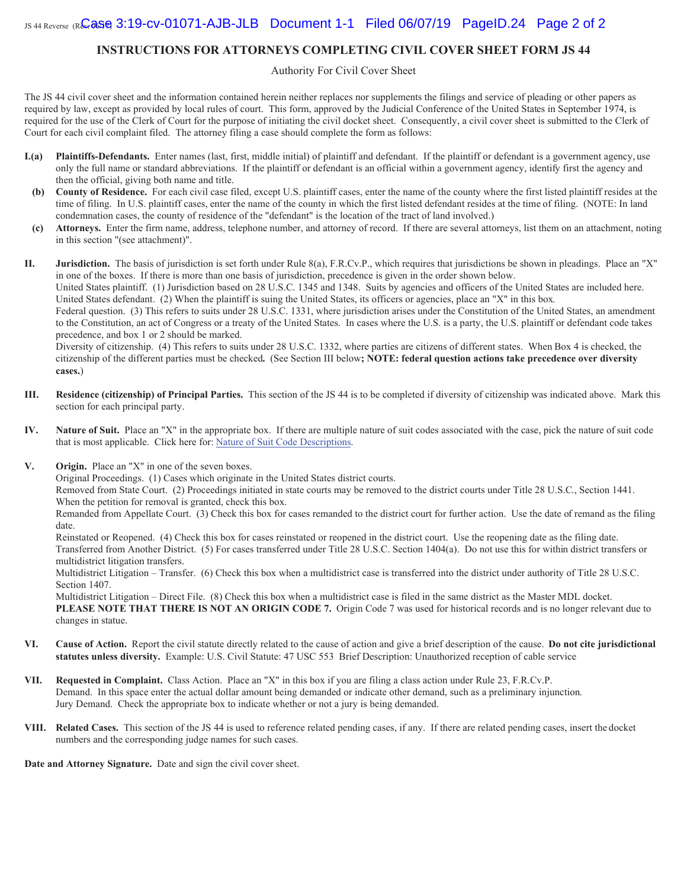# INSTRUCTIONS FOR ATTORNEYS COMPLETING CIVIL COVER SHEET FORM JS 44

Authority For Civil Cover Sheet

The JS 44 civil cover sheet and the information contained herein neither replaces nor supplements the filings and service of pleading or other papers as required by law, except as provided by local rules of court. This form, approved by the Judicial Conference of the United States in September 1974, is required for the use of the Clerk of Court for the purpose of initiating the civil docket sheet. Consequently, a civil cover sheet is submitted to the Clerk of Court for each civil complaint filed. The attorney filing a case should complete the form as follows:

**I.(a)** **Plaintiffs-Defendants.** Enter names (last, first, middle initial) of plaintiff and defendant. If the plaintiff or defendant is a government agency, use only the full name or standard abbreviations. If the plaintiff or defendant is an official within a government agency, identify first the agency and then the official, giving both name and title.

**(b)** **County of Residence.** For each civil case filed, except U.S. plaintiff cases, enter the name of the county where the first listed plaintiff resides at the time of filing. In U.S. plaintiff cases, enter the name of the county in which the first listed defendant resides at the time of filing. (NOTE: In land condemnation cases, the county of residence of the "defendant" is the location of the tract of land involved.)

**(c)** **Attorneys.** Enter the firm name, address, telephone number, and attorney of record. If there are several attorneys, list them on an attachment, noting in this section "(see attachment)".

**II.** **Jurisdiction.** The basis of jurisdiction is set forth under Rule 8(a), F.R.Cv.P., which requires that jurisdictions be shown in pleadings. Place an "X" in one of the boxes. If there is more than one basis of jurisdiction, precedence is given in the order shown below.
United States plaintiff. (1) Jurisdiction based on 28 U.S.C. 1345 and 1348. Suits by agencies and officers of the United States are included here.
United States defendant. (2) When the plaintiff is suing the United States, its officers or agencies, place an "X" in this box.
Federal question. (3) This refers to suits under 28 U.S.C. 1331, where jurisdiction arises under the Constitution of the United States, an amendment to the Constitution, an act of Congress or a treaty of the United States. In cases where the U.S. is a party, the U.S. plaintiff or defendant code takes precedence, and box 1 or 2 should be marked.
Diversity of citizenship. (4) This refers to suits under 28 U.S.C. 1332, where parties are citizens of different states. When Box 4 is checked, the citizenship of the different parties must be checked**.** (See Section III below**; NOTE: federal question actions take precedence over diversity cases.**)

**III.** **Residence (citizenship) of Principal Parties.** This section of the JS 44 is to be completed if diversity of citizenship was indicated above. Mark this section for each principal party.

**IV.** **Nature of Suit.** Place an "X" in the appropriate box. If there are multiple nature of suit codes associated with the case, pick the nature of suit code that is most applicable. Click here for: Nature of Suit Code Descriptions.

**V.** **Origin.** Place an "X" in one of the seven boxes.
Original Proceedings. (1) Cases which originate in the United States district courts.
Removed from State Court. (2) Proceedings initiated in state courts may be removed to the district courts under Title 28 U.S.C., Section 1441. When the petition for removal is granted, check this box.
Remanded from Appellate Court. (3) Check this box for cases remanded to the district court for further action. Use the date of remand as the filing date.
Reinstated or Reopened. (4) Check this box for cases reinstated or reopened in the district court. Use the reopening date as the filing date.
Transferred from Another District. (5) For cases transferred under Title 28 U.S.C. Section 1404(a). Do not use this for within district transfers or multidistrict litigation transfers.
Multidistrict Litigation – Transfer. (6) Check this box when a multidistrict case is transferred into the district under authority of Title 28 U.S.C. Section 1407.
Multidistrict Litigation – Direct File. (8) Check this box when a multidistrict case is filed in the same district as the Master MDL docket.
**PLEASE NOTE THAT THERE IS NOT AN ORIGIN CODE 7.** Origin Code 7 was used for historical records and is no longer relevant due to changes in statue.

**VI.** **Cause of Action.** Report the civil statute directly related to the cause of action and give a brief description of the cause. **Do not cite jurisdictional statutes unless diversity.** Example: U.S. Civil Statute: 47 USC 553 Brief Description: Unauthorized reception of cable service

**VII.** **Requested in Complaint.** Class Action. Place an "X" in this box if you are filing a class action under Rule 23, F.R.Cv.P.
Demand. In this space enter the actual dollar amount being demanded or indicate other demand, such as a preliminary injunction.
Jury Demand. Check the appropriate box to indicate whether or not a jury is being demanded.

**VIII.** **Related Cases.** This section of the JS 44 is used to reference related pending cases, if any. If there are related pending cases, insert the docket numbers and the corresponding judge names for such cases.

**Date and Attorney Signature.** Date and sign the civil cover sheet.